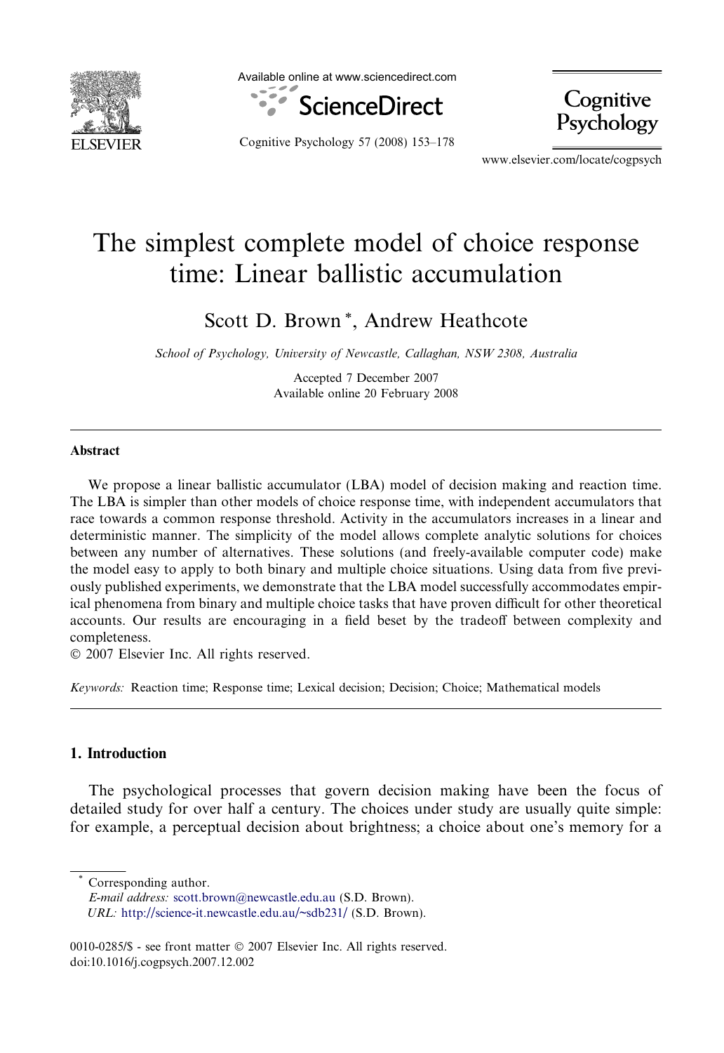# The simplest complete model of choice response time: Linear ballistic accumulation

Scott D. Brown *, Andrew Heathcote

*School of Psychology, University of Newcastle, Callaghan, NSW 2308, Australia*

Accepted 7 December 2007
Available online 20 February 2008

## Abstract

We propose a linear ballistic accumulator (LBA) model of decision making and reaction time. The LBA is simpler than other models of choice response time, with independent accumulators that race towards a common response threshold. Activity in the accumulators increases in a linear and deterministic manner. The simplicity of the model allows complete analytic solutions for choices between any number of alternatives. These solutions (and freely-available computer code) make the model easy to apply to both binary and multiple choice situations. Using data from five previously published experiments, we demonstrate that the LBA model successfully accommodates empirical phenomena from binary and multiple choice tasks that have proven difficult for other theoretical accounts. Our results are encouraging in a field beset by the tradeoff between complexity and completeness.

© 2007 Elsevier Inc. All rights reserved.

*Keywords:* Reaction time; Response time; Lexical decision; Decision; Choice; Mathematical models

## 1. Introduction

The psychological processes that govern decision making have been the focus of detailed study for over half a century. The choices under study are usually quite simple: for example, a perceptual decision about brightness; a choice about one's memory for a

---

\* Corresponding author.
*E-mail address:* scott.brown@newcastle.edu.au (S.D. Brown).
*URL:* http://science-it.newcastle.edu.au/~sdb231/ (S.D. Brown).

0010-0285/$ - see front matter © 2007 Elsevier Inc. All rights reserved.
doi:10.1016/j.cogpsych.2007.12.002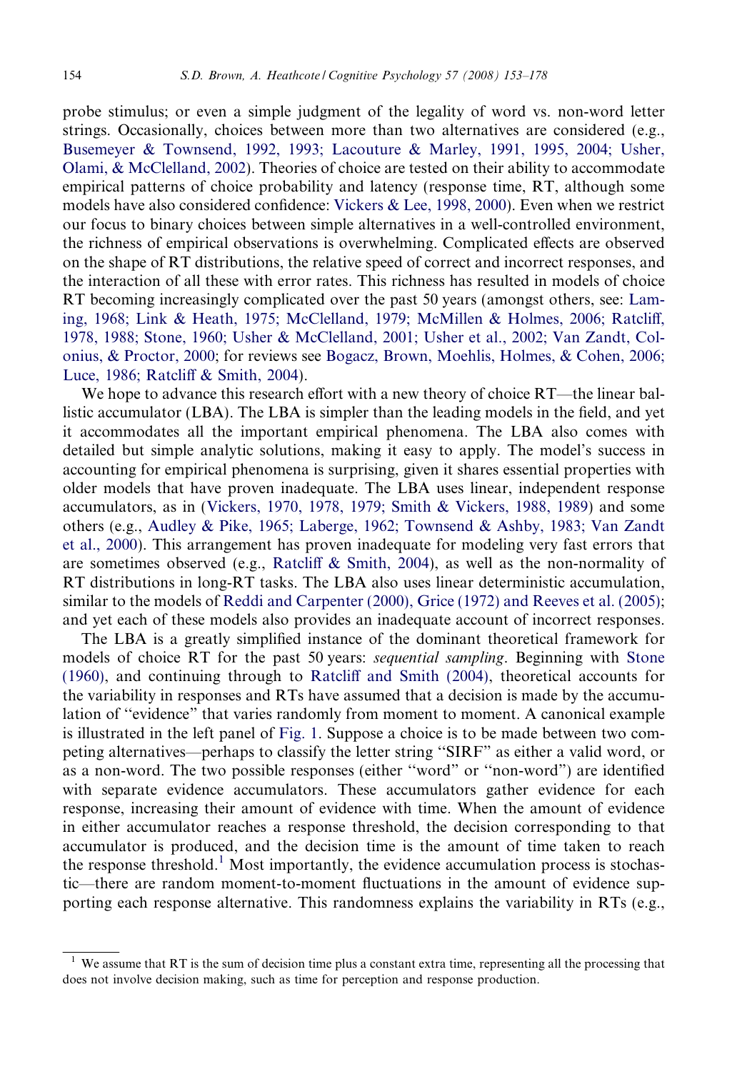probe stimulus; or even a simple judgment of the legality of word vs. non-word letter strings. Occasionally, choices between more than two alternatives are considered (e.g., Busemeyer & Townsend, 1992, 1993; Lacouture & Marley, 1991, 1995, 2004; Usher, Olami, & McClelland, 2002). Theories of choice are tested on their ability to accommodate empirical patterns of choice probability and latency (response time, RT, although some models have also considered confidence: Vickers & Lee, 1998, 2000). Even when we restrict our focus to binary choices between simple alternatives in a well-controlled environment, the richness of empirical observations is overwhelming. Complicated effects are observed on the shape of RT distributions, the relative speed of correct and incorrect responses, and the interaction of all these with error rates. This richness has resulted in models of choice RT becoming increasingly complicated over the past 50 years (amongst others, see: Laming, 1968; Link & Heath, 1975; McClelland, 1979; McMillen & Holmes, 2006; Ratcliff, 1978, 1988; Stone, 1960; Usher & McClelland, 2001; Usher et al., 2002; Van Zandt, Colonius, & Proctor, 2000; for reviews see Bogacz, Brown, Moehlis, Holmes, & Cohen, 2006; Luce, 1986; Ratcliff & Smith, 2004).

We hope to advance this research effort with a new theory of choice RT—the linear ballistic accumulator (LBA). The LBA is simpler than the leading models in the field, and yet it accommodates all the important empirical phenomena. The LBA also comes with detailed but simple analytic solutions, making it easy to apply. The model's success in accounting for empirical phenomena is surprising, given it shares essential properties with older models that have proven inadequate. The LBA uses linear, independent response accumulators, as in (Vickers, 1970, 1978, 1979; Smith & Vickers, 1988, 1989) and some others (e.g., Audley & Pike, 1965; Laberge, 1962; Townsend & Ashby, 1983; Van Zandt et al., 2000). This arrangement has proven inadequate for modeling very fast errors that are sometimes observed (e.g., Ratcliff & Smith, 2004), as well as the non-normality of RT distributions in long-RT tasks. The LBA also uses linear deterministic accumulation, similar to the models of Reddi and Carpenter (2000), Grice (1972) and Reeves et al. (2005); and yet each of these models also provides an inadequate account of incorrect responses.

The LBA is a greatly simplified instance of the dominant theoretical framework for models of choice RT for the past 50 years: *sequential sampling*. Beginning with Stone (1960), and continuing through to Ratcliff and Smith (2004), theoretical accounts for the variability in responses and RTs have assumed that a decision is made by the accumulation of "evidence" that varies randomly from moment to moment. A canonical example is illustrated in the left panel of Fig. 1. Suppose a choice is to be made between two competing alternatives—perhaps to classify the letter string "SIRF" as either a valid word, or as a non-word. The two possible responses (either "word" or "non-word") are identified with separate evidence accumulators. These accumulators gather evidence for each response, increasing their amount of evidence with time. When the amount of evidence in either accumulator reaches a response threshold, the decision corresponding to that accumulator is produced, and the decision time is the amount of time taken to reach the response threshold.[1] Most importantly, the evidence accumulation process is stochastic—there are random moment-to-moment fluctuations in the amount of evidence supporting each response alternative. This randomness explains the variability in RTs (e.g.,

[1] We assume that RT is the sum of decision time plus a constant extra time, representing all the processing that does not involve decision making, such as time for perception and response production.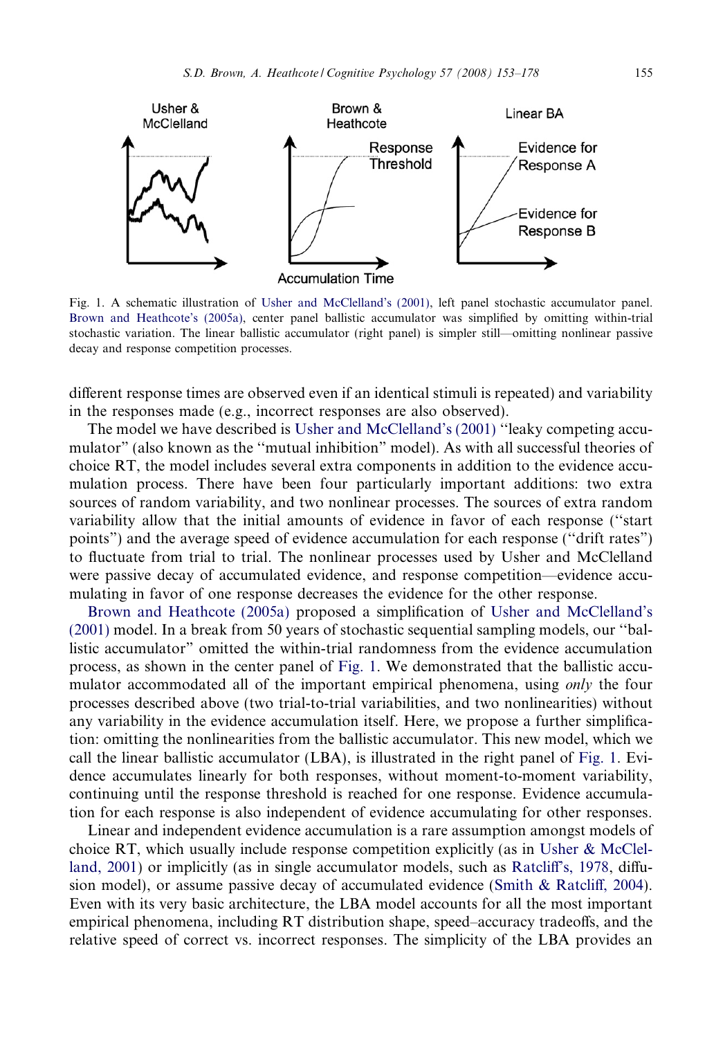Fig. 1. A schematic illustration of Usher and McClelland's (2001), left panel stochastic accumulator panel. Brown and Heathcote's (2005a), center panel ballistic accumulator was simplified by omitting within-trial stochastic variation. The linear ballistic accumulator (right panel) is simpler still—omitting nonlinear passive decay and response competition processes.

different response times are observed even if an identical stimuli is repeated) and variability in the responses made (e.g., incorrect responses are also observed).

The model we have described is Usher and McClelland's (2001) "leaky competing accumulator" (also known as the "mutual inhibition" model). As with all successful theories of choice RT, the model includes several extra components in addition to the evidence accumulation process. There have been four particularly important additions: two extra sources of random variability, and two nonlinear processes. The sources of extra random variability allow that the initial amounts of evidence in favor of each response ("start points") and the average speed of evidence accumulation for each response ("drift rates") to fluctuate from trial to trial. The nonlinear processes used by Usher and McClelland were passive decay of accumulated evidence, and response competition—evidence accumulating in favor of one response decreases the evidence for the other response.

Brown and Heathcote (2005a) proposed a simplification of Usher and McClelland's (2001) model. In a break from 50 years of stochastic sequential sampling models, our "ballistic accumulator" omitted the within-trial randomness from the evidence accumulation process, as shown in the center panel of Fig. 1. We demonstrated that the ballistic accumulator accommodated all of the important empirical phenomena, using *only* the four processes described above (two trial-to-trial variabilities, and two nonlinearities) without any variability in the evidence accumulation itself. Here, we propose a further simplification: omitting the nonlinearities from the ballistic accumulator. This new model, which we call the linear ballistic accumulator (LBA), is illustrated in the right panel of Fig. 1. Evidence accumulates linearly for both responses, without moment-to-moment variability, continuing until the response threshold is reached for one response. Evidence accumulation for each response is also independent of evidence accumulating for other responses.

Linear and independent evidence accumulation is a rare assumption amongst models of choice RT, which usually include response competition explicitly (as in Usher & McClelland, 2001) or implicitly (as in single accumulator models, such as Ratcliff's, 1978, diffusion model), or assume passive decay of accumulated evidence (Smith & Ratcliff, 2004). Even with its very basic architecture, the LBA model accounts for all the most important empirical phenomena, including RT distribution shape, speed–accuracy tradeoffs, and the relative speed of correct vs. incorrect responses. The simplicity of the LBA provides an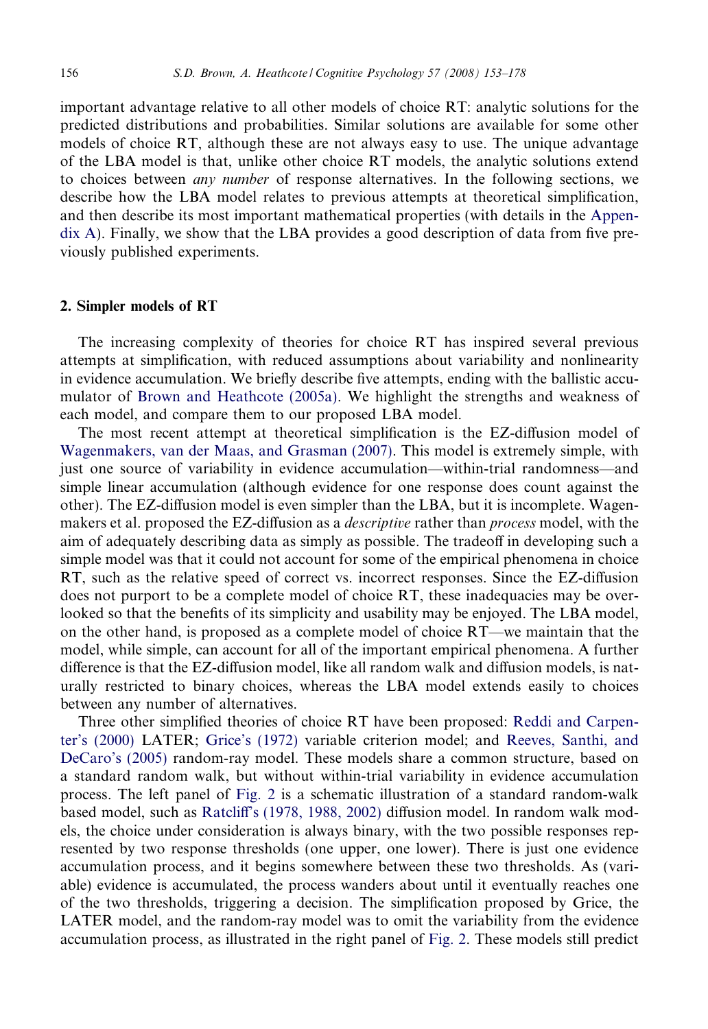important advantage relative to all other models of choice RT: analytic solutions for the predicted distributions and probabilities. Similar solutions are available for some other models of choice RT, although these are not always easy to use. The unique advantage of the LBA model is that, unlike other choice RT models, the analytic solutions extend to choices between *any number* of response alternatives. In the following sections, we describe how the LBA model relates to previous attempts at theoretical simplification, and then describe its most important mathematical properties (with details in the Appendix A). Finally, we show that the LBA provides a good description of data from five previously published experiments.

## 2. Simpler models of RT

The increasing complexity of theories for choice RT has inspired several previous attempts at simplification, with reduced assumptions about variability and nonlinearity in evidence accumulation. We briefly describe five attempts, ending with the ballistic accumulator of Brown and Heathcote (2005a). We highlight the strengths and weakness of each model, and compare them to our proposed LBA model.

The most recent attempt at theoretical simplification is the EZ-diffusion model of Wagenmakers, van der Maas, and Grasman (2007). This model is extremely simple, with just one source of variability in evidence accumulation—within-trial randomness—and simple linear accumulation (although evidence for one response does count against the other). The EZ-diffusion model is even simpler than the LBA, but it is incomplete. Wagenmakers et al. proposed the EZ-diffusion as a *descriptive* rather than *process* model, with the aim of adequately describing data as simply as possible. The tradeoff in developing such a simple model was that it could not account for some of the empirical phenomena in choice RT, such as the relative speed of correct vs. incorrect responses. Since the EZ-diffusion does not purport to be a complete model of choice RT, these inadequacies may be overlooked so that the benefits of its simplicity and usability may be enjoyed. The LBA model, on the other hand, is proposed as a complete model of choice RT—we maintain that the model, while simple, can account for all of the important empirical phenomena. A further difference is that the EZ-diffusion model, like all random walk and diffusion models, is naturally restricted to binary choices, whereas the LBA model extends easily to choices between any number of alternatives.

Three other simplified theories of choice RT have been proposed: Reddi and Carpenter's (2000) LATER; Grice's (1972) variable criterion model; and Reeves, Santhi, and DeCaro's (2005) random-ray model. These models share a common structure, based on a standard random walk, but without within-trial variability in evidence accumulation process. The left panel of Fig. 2 is a schematic illustration of a standard random-walk based model, such as Ratcliff's (1978, 1988, 2002) diffusion model. In random walk models, the choice under consideration is always binary, with the two possible responses represented by two response thresholds (one upper, one lower). There is just one evidence accumulation process, and it begins somewhere between these two thresholds. As (variable) evidence is accumulated, the process wanders about until it eventually reaches one of the two thresholds, triggering a decision. The simplification proposed by Grice, the LATER model, and the random-ray model was to omit the variability from the evidence accumulation process, as illustrated in the right panel of Fig. 2. These models still predict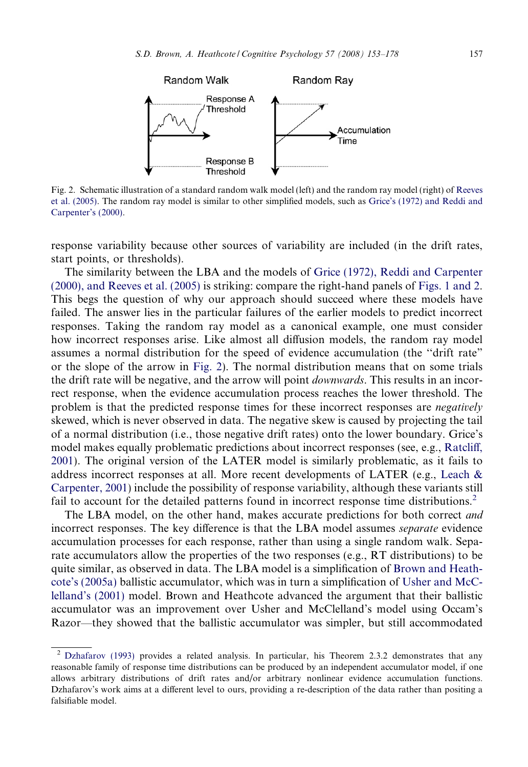Fig. 2. Schematic illustration of a standard random walk model (left) and the random ray model (right) of Reeves et al. (2005). The random ray model is similar to other simplified models, such as Grice's (1972) and Reddi and Carpenter's (2000).

response variability because other sources of variability are included (in the drift rates, start points, or thresholds).

The similarity between the LBA and the models of Grice (1972), Reddi and Carpenter (2000), and Reeves et al. (2005) is striking: compare the right-hand panels of Figs. 1 and 2. This begs the question of why our approach should succeed where these models have failed. The answer lies in the particular failures of the earlier models to predict incorrect responses. Taking the random ray model as a canonical example, one must consider how incorrect responses arise. Like almost all diffusion models, the random ray model assumes a normal distribution for the speed of evidence accumulation (the "drift rate" or the slope of the arrow in Fig. 2). The normal distribution means that on some trials the drift rate will be negative, and the arrow will point *downwards*. This results in an incorrect response, when the evidence accumulation process reaches the lower threshold. The problem is that the predicted response times for these incorrect responses are *negatively* skewed, which is never observed in data. The negative skew is caused by projecting the tail of a normal distribution (i.e., those negative drift rates) onto the lower boundary. Grice's model makes equally problematic predictions about incorrect responses (see, e.g., Ratcliff, 2001). The original version of the LATER model is similarly problematic, as it fails to address incorrect responses at all. More recent developments of LATER (e.g., Leach & Carpenter, 2001) include the possibility of response variability, although these variants still fail to account for the detailed patterns found in incorrect response time distributions.[2]

The LBA model, on the other hand, makes accurate predictions for both correct *and* incorrect responses. The key difference is that the LBA model assumes *separate* evidence accumulation processes for each response, rather than using a single random walk. Separate accumulators allow the properties of the two responses (e.g., RT distributions) to be quite similar, as observed in data. The LBA model is a simplification of Brown and Heathcote's (2005a) ballistic accumulator, which was in turn a simplification of Usher and McClelland's (2001) model. Brown and Heathcote advanced the argument that their ballistic accumulator was an improvement over Usher and McClelland's model using Occam's Razor—they showed that the ballistic accumulator was simpler, but still accommodated

[2] Dzhafarov (1993) provides a related analysis. In particular, his Theorem 2.3.2 demonstrates that any reasonable family of response time distributions can be produced by an independent accumulator model, if one allows arbitrary distributions of drift rates and/or arbitrary nonlinear evidence accumulation functions. Dzhafarov's work aims at a different level to ours, providing a re-description of the data rather than positing a falsifiable model.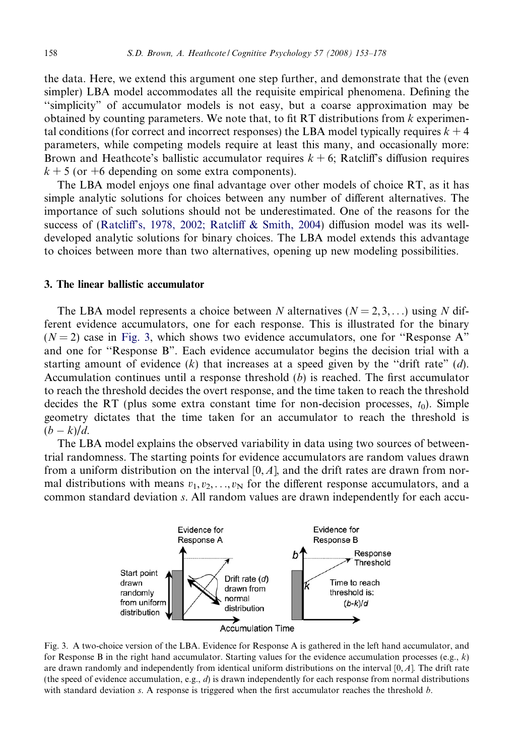the data. Here, we extend this argument one step further, and demonstrate that the (even simpler) LBA model accommodates all the requisite empirical phenomena. Defining the "simplicity" of accumulator models is not easy, but a coarse approximation may be obtained by counting parameters. We note that, to fit RT distributions from $k$ experimental conditions (for correct and incorrect responses) the LBA model typically requires $k + 4$ parameters, while competing models require at least this many, and occasionally more: Brown and Heathcote's ballistic accumulator requires $k + 6$; Ratcliff's diffusion requires $k + 5$ (or $+6$ depending on some extra components).

The LBA model enjoys one final advantage over other models of choice RT, as it has simple analytic solutions for choices between any number of different alternatives. The importance of such solutions should not be underestimated. One of the reasons for the success of (Ratcliff's, 1978, 2002; Ratcliff & Smith, 2004) diffusion model was its well-developed analytic solutions for binary choices. The LBA model extends this advantage to choices between more than two alternatives, opening up new modeling possibilities.

## 3. The linear ballistic accumulator

The LBA model represents a choice between $N$ alternatives ($N = 2, 3, \ldots$) using $N$ different evidence accumulators, one for each response. This is illustrated for the binary ($N = 2$) case in Fig. 3, which shows two evidence accumulators, one for "Response A" and one for "Response B". Each evidence accumulator begins the decision trial with a starting amount of evidence ($k$) that increases at a speed given by the "drift rate" ($d$). Accumulation continues until a response threshold ($b$) is reached. The first accumulator to reach the threshold decides the overt response, and the time taken to reach the threshold decides the RT (plus some extra constant time for non-decision processes, $t_0$). Simple geometry dictates that the time taken for an accumulator to reach the threshold is $(b - k)/d$.

The LBA model explains the observed variability in data using two sources of between-trial randomness. The starting points for evidence accumulators are random values drawn from a uniform distribution on the interval $[0, A]$, and the drift rates are drawn from normal distributions with means $v_1, v_2, \ldots, v_N$ for the different response accumulators, and a common standard deviation $s$. All random values are drawn independently for each accu-

Fig. 3. A two-choice version of the LBA. Evidence for Response A is gathered in the left hand accumulator, and for Response B in the right hand accumulator. Starting values for the evidence accumulation processes (e.g., $k$) are drawn randomly and independently from identical uniform distributions on the interval $[0, A]$. The drift rate (the speed of evidence accumulation, e.g., $d$) is drawn independently for each response from normal distributions with standard deviation $s$. A response is triggered when the first accumulator reaches the threshold $b$.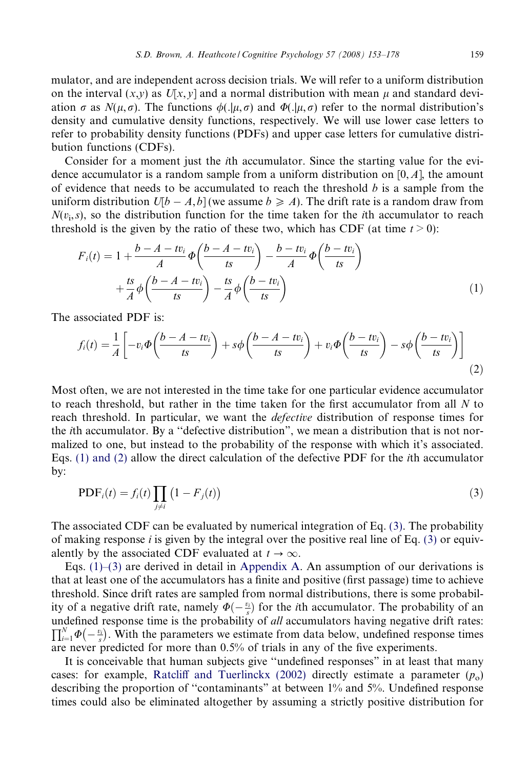mulator, and are independent across decision trials. We will refer to a uniform distribution on the interval $(x,y)$ as $U[x,y]$ and a normal distribution with mean $\mu$ and standard deviation $\sigma$ as $N(\mu,\sigma)$. The functions $\phi(.|\mu,\sigma)$ and $\Phi(.|\mu,\sigma)$ refer to the normal distribution's density and cumulative density functions, respectively. We will use lower case letters to refer to probability density functions (PDFs) and upper case letters for cumulative distribution functions (CDFs).

Consider for a moment just the $i$th accumulator. Since the starting value for the evidence accumulator is a random sample from a uniform distribution on $[0,A]$, the amount of evidence that needs to be accumulated to reach the threshold $b$ is a sample from the uniform distribution $U[b-A,b]$ (we assume $b \geqslant A$). The drift rate is a random draw from $N(v_i, s)$, so the distribution function for the time taken for the $i$th accumulator to reach threshold is the given by the ratio of these two, which has CDF (at time $t>0$):

$$F_i(t) = 1 + \frac{b-A-tv_i}{A}\Phi\left(\frac{b-A-tv_i}{ts}\right) - \frac{b-tv_i}{A}\Phi\left(\frac{b-tv_i}{ts}\right) + \frac{ts}{A}\phi\left(\frac{b-A-tv_i}{ts}\right) - \frac{ts}{A}\phi\left(\frac{b-tv_i}{ts}\right) \tag{1}$$

The associated PDF is:

$$f_i(t) = \frac{1}{A}\left[-v_i\Phi\left(\frac{b-A-tv_i}{ts}\right) + s\phi\left(\frac{b-A-tv_i}{ts}\right) + v_i\Phi\left(\frac{b-tv_i}{ts}\right) - s\phi\left(\frac{b-tv_i}{ts}\right)\right] \tag{2}$$

Most often, we are not interested in the time take for one particular evidence accumulator to reach threshold, but rather in the time taken for the first accumulator from all $N$ to reach threshold. In particular, we want the *defective* distribution of response times for the $i$th accumulator. By a "defective distribution", we mean a distribution that is not normalized to one, but instead to the probability of the response with which it's associated. Eqs. (1) and (2) allow the direct calculation of the defective PDF for the $i$th accumulator by:

$$\text{PDF}_i(t) = f_i(t)\prod_{j\neq i}\left(1-F_j(t)\right) \tag{3}$$

The associated CDF can be evaluated by numerical integration of Eq. (3). The probability of making response $i$ is given by the integral over the positive real line of Eq. (3) or equivalently by the associated CDF evaluated at $t \to \infty$.

Eqs. (1)–(3) are derived in detail in Appendix A. An assumption of our derivations is that at least one of the accumulators has a finite and positive (first passage) time to achieve threshold. Since drift rates are sampled from normal distributions, there is some probability of a negative drift rate, namely $\Phi\left(-\frac{v_i}{s}\right)$ for the $i$th accumulator. The probability of an undefined response time is the probability of *all* accumulators having negative drift rates: $\prod_{i=1}^{N}\Phi\left(-\frac{v_i}{s}\right)$. With the parameters we estimate from data below, undefined response times are never predicted for more than 0.5% of trials in any of the five experiments.

It is conceivable that human subjects give "undefined responses" in at least that many cases: for example, Ratcliff and Tuerlinckx (2002) directly estimate a parameter ($p_o$) describing the proportion of "contaminants" at between 1% and 5%. Undefined response times could also be eliminated altogether by assuming a strictly positive distribution for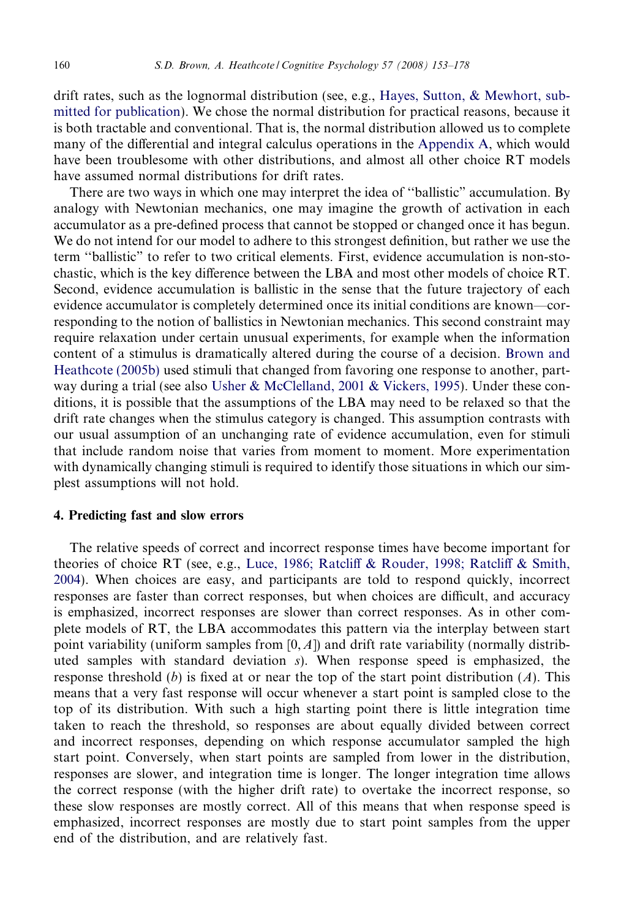drift rates, such as the lognormal distribution (see, e.g., Hayes, Sutton, & Mewhort, submitted for publication). We chose the normal distribution for practical reasons, because it is both tractable and conventional. That is, the normal distribution allowed us to complete many of the differential and integral calculus operations in the Appendix A, which would have been troublesome with other distributions, and almost all other choice RT models have assumed normal distributions for drift rates.

There are two ways in which one may interpret the idea of ''ballistic'' accumulation. By analogy with Newtonian mechanics, one may imagine the growth of activation in each accumulator as a pre-defined process that cannot be stopped or changed once it has begun. We do not intend for our model to adhere to this strongest definition, but rather we use the term ''ballistic'' to refer to two critical elements. First, evidence accumulation is non-stochastic, which is the key difference between the LBA and most other models of choice RT. Second, evidence accumulation is ballistic in the sense that the future trajectory of each evidence accumulator is completely determined once its initial conditions are known—corresponding to the notion of ballistics in Newtonian mechanics. This second constraint may require relaxation under certain unusual experiments, for example when the information content of a stimulus is dramatically altered during the course of a decision. Brown and Heathcote (2005b) used stimuli that changed from favoring one response to another, partway during a trial (see also Usher & McClelland, 2001 & Vickers, 1995). Under these conditions, it is possible that the assumptions of the LBA may need to be relaxed so that the drift rate changes when the stimulus category is changed. This assumption contrasts with our usual assumption of an unchanging rate of evidence accumulation, even for stimuli that include random noise that varies from moment to moment. More experimentation with dynamically changing stimuli is required to identify those situations in which our simplest assumptions will not hold.

## 4. Predicting fast and slow errors

The relative speeds of correct and incorrect response times have become important for theories of choice RT (see, e.g., Luce, 1986; Ratcliff & Rouder, 1998; Ratcliff & Smith, 2004). When choices are easy, and participants are told to respond quickly, incorrect responses are faster than correct responses, but when choices are difficult, and accuracy is emphasized, incorrect responses are slower than correct responses. As in other complete models of RT, the LBA accommodates this pattern via the interplay between start point variability (uniform samples from $[0, A]$) and drift rate variability (normally distributed samples with standard deviation $s$). When response speed is emphasized, the response threshold ($b$) is fixed at or near the top of the start point distribution ($A$). This means that a very fast response will occur whenever a start point is sampled close to the top of its distribution. With such a high starting point there is little integration time taken to reach the threshold, so responses are about equally divided between correct and incorrect responses, depending on which response accumulator sampled the high start point. Conversely, when start points are sampled from lower in the distribution, responses are slower, and integration time is longer. The longer integration time allows the correct response (with the higher drift rate) to overtake the incorrect response, so these slow responses are mostly correct. All of this means that when response speed is emphasized, incorrect responses are mostly due to start point samples from the upper end of the distribution, and are relatively fast.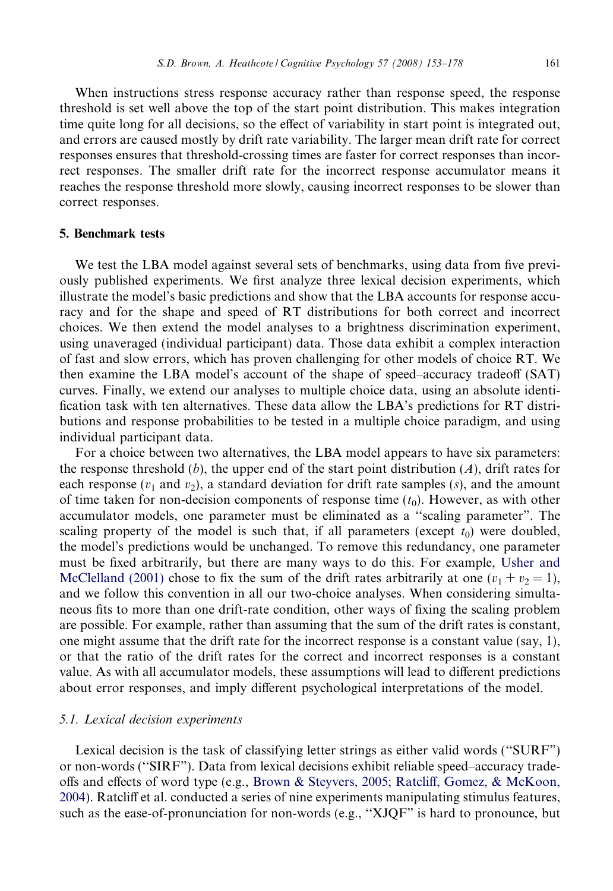When instructions stress response accuracy rather than response speed, the response threshold is set well above the top of the start point distribution. This makes integration time quite long for all decisions, so the effect of variability in start point is integrated out, and errors are caused mostly by drift rate variability. The larger mean drift rate for correct responses ensures that threshold-crossing times are faster for correct responses than incorrect responses. The smaller drift rate for the incorrect response accumulator means it reaches the response threshold more slowly, causing incorrect responses to be slower than correct responses.

## 5. Benchmark tests

We test the LBA model against several sets of benchmarks, using data from five previously published experiments. We first analyze three lexical decision experiments, which illustrate the model's basic predictions and show that the LBA accounts for response accuracy and for the shape and speed of RT distributions for both correct and incorrect choices. We then extend the model analyses to a brightness discrimination experiment, using unaveraged (individual participant) data. Those data exhibit a complex interaction of fast and slow errors, which has proven challenging for other models of choice RT. We then examine the LBA model's account of the shape of speed–accuracy tradeoff (SAT) curves. Finally, we extend our analyses to multiple choice data, using an absolute identification task with ten alternatives. These data allow the LBA's predictions for RT distributions and response probabilities to be tested in a multiple choice paradigm, and using individual participant data.

For a choice between two alternatives, the LBA model appears to have six parameters: the response threshold ($b$), the upper end of the start point distribution ($A$), drift rates for each response ($v_1$ and $v_2$), a standard deviation for drift rate samples ($s$), and the amount of time taken for non-decision components of response time ($t_0$). However, as with other accumulator models, one parameter must be eliminated as a "scaling parameter". The scaling property of the model is such that, if all parameters (except $t_0$) were doubled, the model's predictions would be unchanged. To remove this redundancy, one parameter must be fixed arbitrarily, but there are many ways to do this. For example, Usher and McClelland (2001) chose to fix the sum of the drift rates arbitrarily at one ($v_1 + v_2 = 1$), and we follow this convention in all our two-choice analyses. When considering simultaneous fits to more than one drift-rate condition, other ways of fixing the scaling problem are possible. For example, rather than assuming that the sum of the drift rates is constant, one might assume that the drift rate for the incorrect response is a constant value (say, 1), or that the ratio of the drift rates for the correct and incorrect responses is a constant value. As with all accumulator models, these assumptions will lead to different predictions about error responses, and imply different psychological interpretations of the model.

### 5.1. Lexical decision experiments

Lexical decision is the task of classifying letter strings as either valid words ("SURF") or non-words ("SIRF"). Data from lexical decisions exhibit reliable speed–accuracy tradeoffs and effects of word type (e.g., Brown & Steyvers, 2005; Ratcliff, Gomez, & McKoon, 2004). Ratcliff et al. conducted a series of nine experiments manipulating stimulus features, such as the ease-of-pronunciation for non-words (e.g., "XJQF" is hard to pronounce, but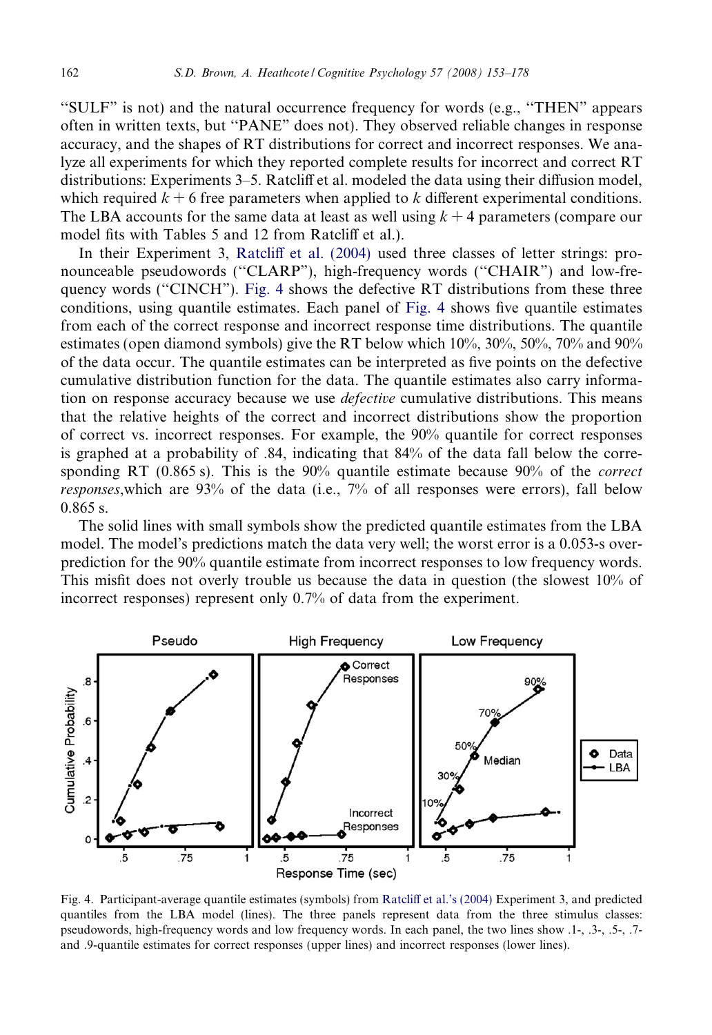"SULF" is not) and the natural occurrence frequency for words (e.g., "THEN" appears often in written texts, but "PANE" does not). They observed reliable changes in response accuracy, and the shapes of RT distributions for correct and incorrect responses. We analyze all experiments for which they reported complete results for incorrect and correct RT distributions: Experiments 3–5. Ratcliff et al. modeled the data using their diffusion model, which required $k + 6$ free parameters when applied to $k$ different experimental conditions. The LBA accounts for the same data at least as well using $k + 4$ parameters (compare our model fits with Tables 5 and 12 from Ratcliff et al.).

In their Experiment 3, Ratcliff et al. (2004) used three classes of letter strings: pronounceable pseudowords ("CLARP"), high-frequency words ("CHAIR") and low-frequency words ("CINCH"). Fig. 4 shows the defective RT distributions from these three conditions, using quantile estimates. Each panel of Fig. 4 shows five quantile estimates from each of the correct response and incorrect response time distributions. The quantile estimates (open diamond symbols) give the RT below which 10%, 30%, 50%, 70% and 90% of the data occur. The quantile estimates can be interpreted as five points on the defective cumulative distribution function for the data. The quantile estimates also carry information on response accuracy because we use *defective* cumulative distributions. This means that the relative heights of the correct and incorrect distributions show the proportion of correct vs. incorrect responses. For example, the 90% quantile for correct responses is graphed at a probability of .84, indicating that 84% of the data fall below the corresponding RT (0.865 s). This is the 90% quantile estimate because 90% of the *correct responses*,which are 93% of the data (i.e., 7% of all responses were errors), fall below 0.865 s.

The solid lines with small symbols show the predicted quantile estimates from the LBA model. The model's predictions match the data very well; the worst error is a 0.053-s overprediction for the 90% quantile estimate from incorrect responses to low frequency words. This misfit does not overly trouble us because the data in question (the slowest 10% of incorrect responses) represent only 0.7% of data from the experiment.

Fig. 4. Participant-average quantile estimates (symbols) from Ratcliff et al.'s (2004) Experiment 3, and predicted quantiles from the LBA model (lines). The three panels represent data from the three stimulus classes: pseudowords, high-frequency words and low frequency words. In each panel, the two lines show .1-, .3-, .5-, .7- and .9-quantile estimates for correct responses (upper lines) and incorrect responses (lower lines).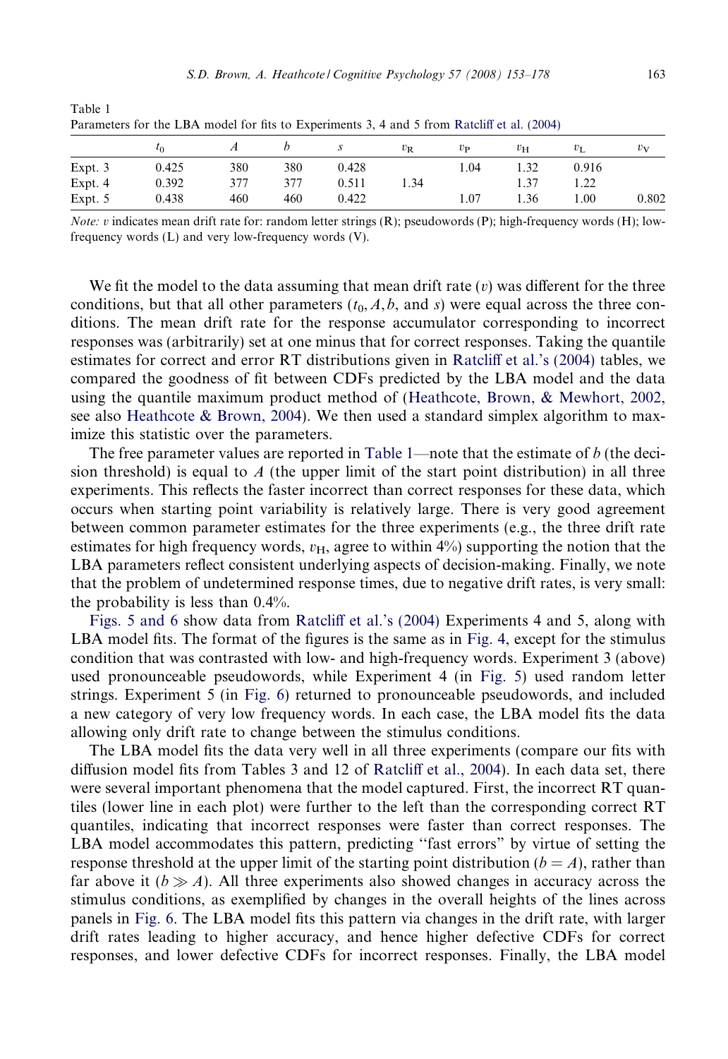Table 1
Parameters for the LBA model for fits to Experiments 3, 4 and 5 from Ratcliff et al. (2004)

| | $t_0$ | $A$ | $b$ | $s$ | $v_R$ | $v_P$ | $v_H$ | $v_L$ | $v_V$ |
|---|---|---|---|---|---|---|---|---|---|
| Expt. 3 | 0.425 | 380 | 380 | 0.428 | | 1.04 | 1.32 | 0.916 | |
| Expt. 4 | 0.392 | 377 | 377 | 0.511 | 1.34 | | 1.37 | 1.22 | |
| Expt. 5 | 0.438 | 460 | 460 | 0.422 | | 1.07 | 1.36 | 1.00 | 0.802 |

*Note:* $v$ indicates mean drift rate for: random letter strings (R); pseudowords (P); high-frequency words (H); low-frequency words (L) and very low-frequency words (V).

We fit the model to the data assuming that mean drift rate ($v$) was different for the three conditions, but that all other parameters ($t_0, A, b$, and $s$) were equal across the three conditions. The mean drift rate for the response accumulator corresponding to incorrect responses was (arbitrarily) set at one minus that for correct responses. Taking the quantile estimates for correct and error RT distributions given in Ratcliff et al.'s (2004) tables, we compared the goodness of fit between CDFs predicted by the LBA model and the data using the quantile maximum product method of (Heathcote, Brown, & Mewhort, 2002, see also Heathcote & Brown, 2004). We then used a standard simplex algorithm to maximize this statistic over the parameters.

The free parameter values are reported in Table 1—note that the estimate of $b$ (the decision threshold) is equal to $A$ (the upper limit of the start point distribution) in all three experiments. This reflects the faster incorrect than correct responses for these data, which occurs when starting point variability is relatively large. There is very good agreement between common parameter estimates for the three experiments (e.g., the three drift rate estimates for high frequency words, $v_H$, agree to within 4%) supporting the notion that the LBA parameters reflect consistent underlying aspects of decision-making. Finally, we note that the problem of undetermined response times, due to negative drift rates, is very small: the probability is less than 0.4%.

Figs. 5 and 6 show data from Ratcliff et al.'s (2004) Experiments 4 and 5, along with LBA model fits. The format of the figures is the same as in Fig. 4, except for the stimulus condition that was contrasted with low- and high-frequency words. Experiment 3 (above) used pronounceable pseudowords, while Experiment 4 (in Fig. 5) used random letter strings. Experiment 5 (in Fig. 6) returned to pronounceable pseudowords, and included a new category of very low frequency words. In each case, the LBA model fits the data allowing only drift rate to change between the stimulus conditions.

The LBA model fits the data very well in all three experiments (compare our fits with diffusion model fits from Tables 3 and 12 of Ratcliff et al., 2004). In each data set, there were several important phenomena that the model captured. First, the incorrect RT quantiles (lower line in each plot) were further to the left than the corresponding correct RT quantiles, indicating that incorrect responses were faster than correct responses. The LBA model accommodates this pattern, predicting "fast errors" by virtue of setting the response threshold at the upper limit of the starting point distribution ($b = A$), rather than far above it ($b \gg A$). All three experiments also showed changes in accuracy across the stimulus conditions, as exemplified by changes in the overall heights of the lines across panels in Fig. 6. The LBA model fits this pattern via changes in the drift rate, with larger drift rates leading to higher accuracy, and hence higher defective CDFs for correct responses, and lower defective CDFs for incorrect responses. Finally, the LBA model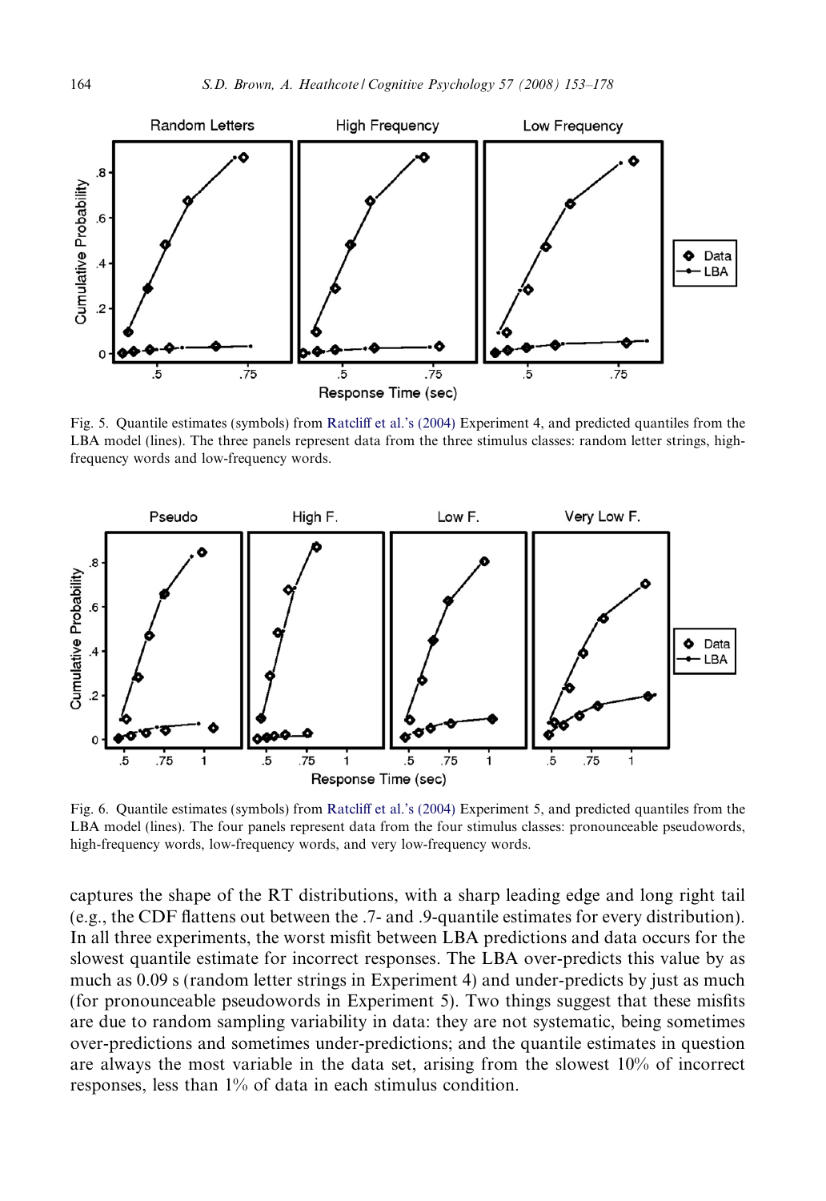Fig. 5. Quantile estimates (symbols) from Ratcliff et al.'s (2004) Experiment 4, and predicted quantiles from the LBA model (lines). The three panels represent data from the three stimulus classes: random letter strings, high-frequency words and low-frequency words.

Fig. 6. Quantile estimates (symbols) from Ratcliff et al.'s (2004) Experiment 5, and predicted quantiles from the LBA model (lines). The four panels represent data from the four stimulus classes: pronounceable pseudowords, high-frequency words, low-frequency words, and very low-frequency words.

captures the shape of the RT distributions, with a sharp leading edge and long right tail (e.g., the CDF flattens out between the .7- and .9-quantile estimates for every distribution). In all three experiments, the worst misfit between LBA predictions and data occurs for the slowest quantile estimate for incorrect responses. The LBA over-predicts this value by as much as 0.09 s (random letter strings in Experiment 4) and under-predicts by just as much (for pronounceable pseudowords in Experiment 5). Two things suggest that these misfits are due to random sampling variability in data: they are not systematic, being sometimes over-predictions and sometimes under-predictions; and the quantile estimates in question are always the most variable in the data set, arising from the slowest 10% of incorrect responses, less than 1% of data in each stimulus condition.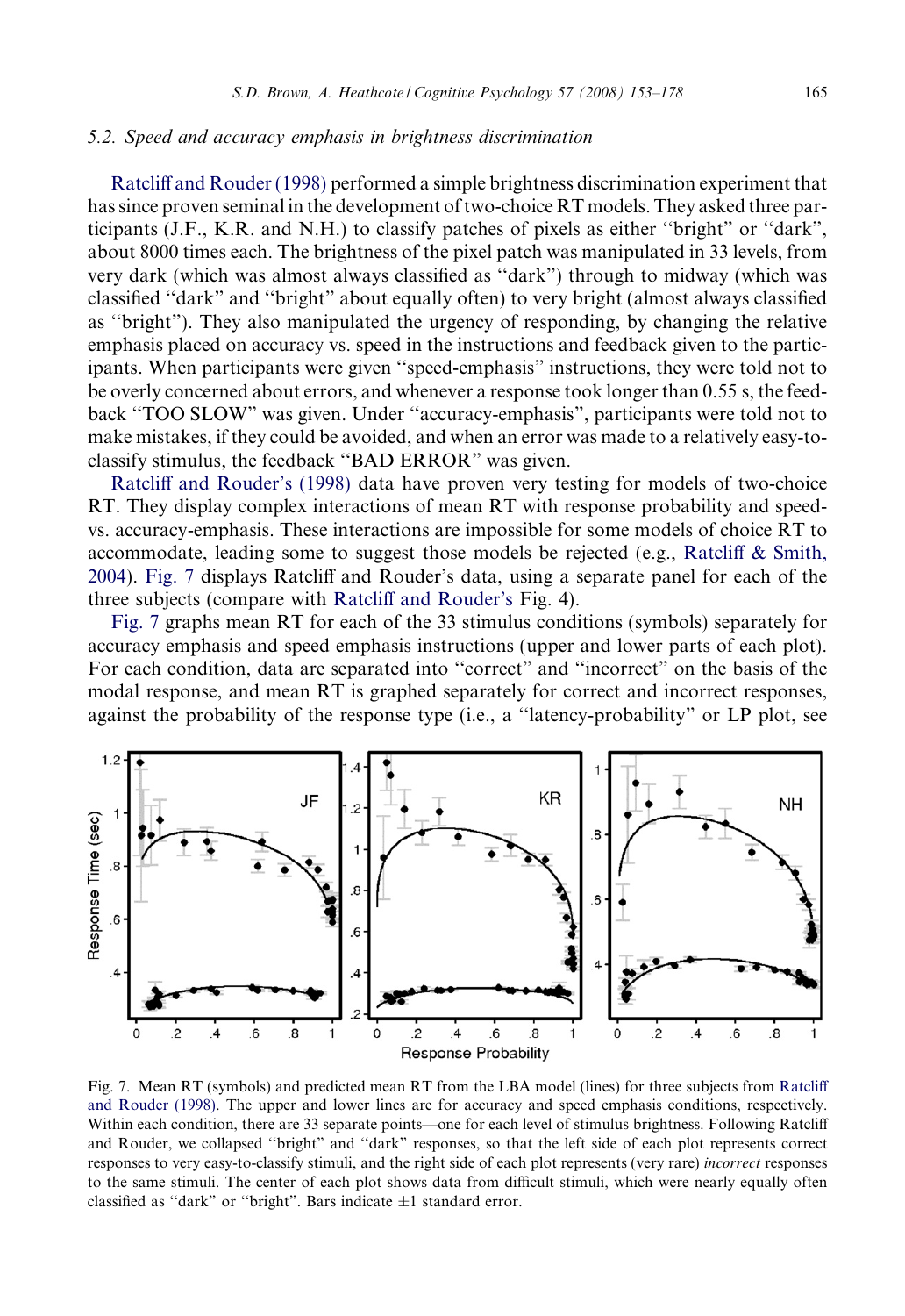### 5.2. Speed and accuracy emphasis in brightness discrimination

Ratcliff and Rouder (1998) performed a simple brightness discrimination experiment that has since proven seminal in the development of two-choice RT models. They asked three participants (J.F., K.R. and N.H.) to classify patches of pixels as either "bright" or "dark", about 8000 times each. The brightness of the pixel patch was manipulated in 33 levels, from very dark (which was almost always classified as "dark") through to midway (which was classified "dark" and "bright" about equally often) to very bright (almost always classified as "bright"). They also manipulated the urgency of responding, by changing the relative emphasis placed on accuracy vs. speed in the instructions and feedback given to the participants. When participants were given "speed-emphasis" instructions, they were told not to be overly concerned about errors, and whenever a response took longer than 0.55 s, the feedback "TOO SLOW" was given. Under "accuracy-emphasis", participants were told not to make mistakes, if they could be avoided, and when an error was made to a relatively easy-to-classify stimulus, the feedback "BAD ERROR" was given.

Ratcliff and Rouder's (1998) data have proven very testing for models of two-choice RT. They display complex interactions of mean RT with response probability and speed- vs. accuracy-emphasis. These interactions are impossible for some models of choice RT to accommodate, leading some to suggest those models be rejected (e.g., Ratcliff & Smith, 2004). Fig. 7 displays Ratcliff and Rouder's data, using a separate panel for each of the three subjects (compare with Ratcliff and Rouder's Fig. 4).

Fig. 7 graphs mean RT for each of the 33 stimulus conditions (symbols) separately for accuracy emphasis and speed emphasis instructions (upper and lower parts of each plot). For each condition, data are separated into "correct" and "incorrect" on the basis of the modal response, and mean RT is graphed separately for correct and incorrect responses, against the probability of the response type (i.e., a "latency-probability" or LP plot, see

Fig. 7. Mean RT (symbols) and predicted mean RT from the LBA model (lines) for three subjects from Ratcliff and Rouder (1998). The upper and lower lines are for accuracy and speed emphasis conditions, respectively. Within each condition, there are 33 separate points—one for each level of stimulus brightness. Following Ratcliff and Rouder, we collapsed "bright" and "dark" responses, so that the left side of each plot represents correct responses to very easy-to-classify stimuli, and the right side of each plot represents (very rare) *incorrect* responses to the same stimuli. The center of each plot shows data from difficult stimuli, which were nearly equally often classified as "dark" or "bright". Bars indicate ±1 standard error.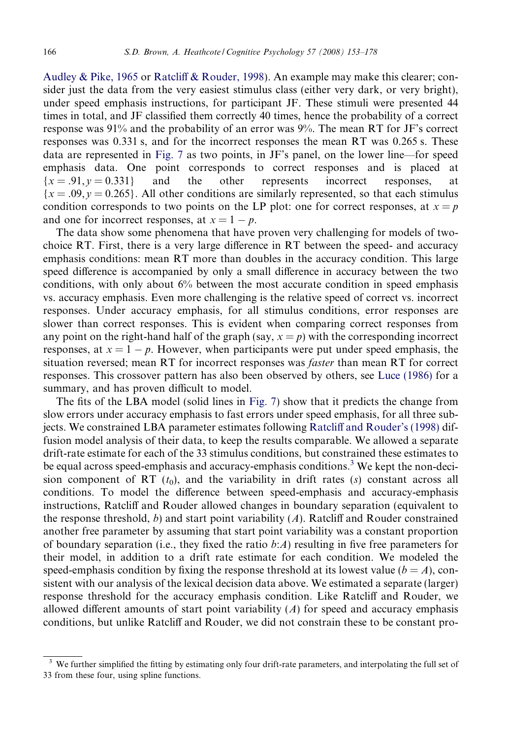Audley & Pike, 1965 or Ratcliff & Rouder, 1998). An example may make this clearer; consider just the data from the very easiest stimulus class (either very dark, or very bright), under speed emphasis instructions, for participant JF. These stimuli were presented 44 times in total, and JF classified them correctly 40 times, hence the probability of a correct response was 91% and the probability of an error was 9%. The mean RT for JF's correct responses was 0.331 s, and for the incorrect responses the mean RT was 0.265 s. These data are represented in Fig. 7 as two points, in JF's panel, on the lower line—for speed emphasis data. One point corresponds to correct responses and is placed at $\{x = .91, y = 0.331\}$ and the other represents incorrect responses, at $\{x = .09, y = 0.265\}$. All other conditions are similarly represented, so that each stimulus condition corresponds to two points on the LP plot: one for correct responses, at $x = p$ and one for incorrect responses, at $x = 1 - p$.

The data show some phenomena that have proven very challenging for models of two-choice RT. First, there is a very large difference in RT between the speed- and accuracy emphasis conditions: mean RT more than doubles in the accuracy condition. This large speed difference is accompanied by only a small difference in accuracy between the two conditions, with only about 6% between the most accurate condition in speed emphasis vs. accuracy emphasis. Even more challenging is the relative speed of correct vs. incorrect responses. Under accuracy emphasis, for all stimulus conditions, error responses are slower than correct responses. This is evident when comparing correct responses from any point on the right-hand half of the graph (say, $x = p$) with the corresponding incorrect responses, at $x = 1 - p$. However, when participants were put under speed emphasis, the situation reversed; mean RT for incorrect responses was *faster* than mean RT for correct responses. This crossover pattern has also been observed by others, see Luce (1986) for a summary, and has proven difficult to model.

The fits of the LBA model (solid lines in Fig. 7) show that it predicts the change from slow errors under accuracy emphasis to fast errors under speed emphasis, for all three subjects. We constrained LBA parameter estimates following Ratcliff and Rouder's (1998) diffusion model analysis of their data, to keep the results comparable. We allowed a separate drift-rate estimate for each of the 33 stimulus conditions, but constrained these estimates to be equal across speed-emphasis and accuracy-emphasis conditions.[3] We kept the non-decision component of RT ($t_0$), and the variability in drift rates ($s$) constant across all conditions. To model the difference between speed-emphasis and accuracy-emphasis instructions, Ratcliff and Rouder allowed changes in boundary separation (equivalent to the response threshold, $b$) and start point variability ($A$). Ratcliff and Rouder constrained another free parameter by assuming that start point variability was a constant proportion of boundary separation (i.e., they fixed the ratio $b$:$A$) resulting in five free parameters for their model, in addition to a drift rate estimate for each condition. We modeled the speed-emphasis condition by fixing the response threshold at its lowest value ($b = A$), consistent with our analysis of the lexical decision data above. We estimated a separate (larger) response threshold for the accuracy emphasis condition. Like Ratcliff and Rouder, we allowed different amounts of start point variability ($A$) for speed and accuracy emphasis conditions, but unlike Ratcliff and Rouder, we did not constrain these to be constant pro-

[3] We further simplified the fitting by estimating only four drift-rate parameters, and interpolating the full set of 33 from these four, using spline functions.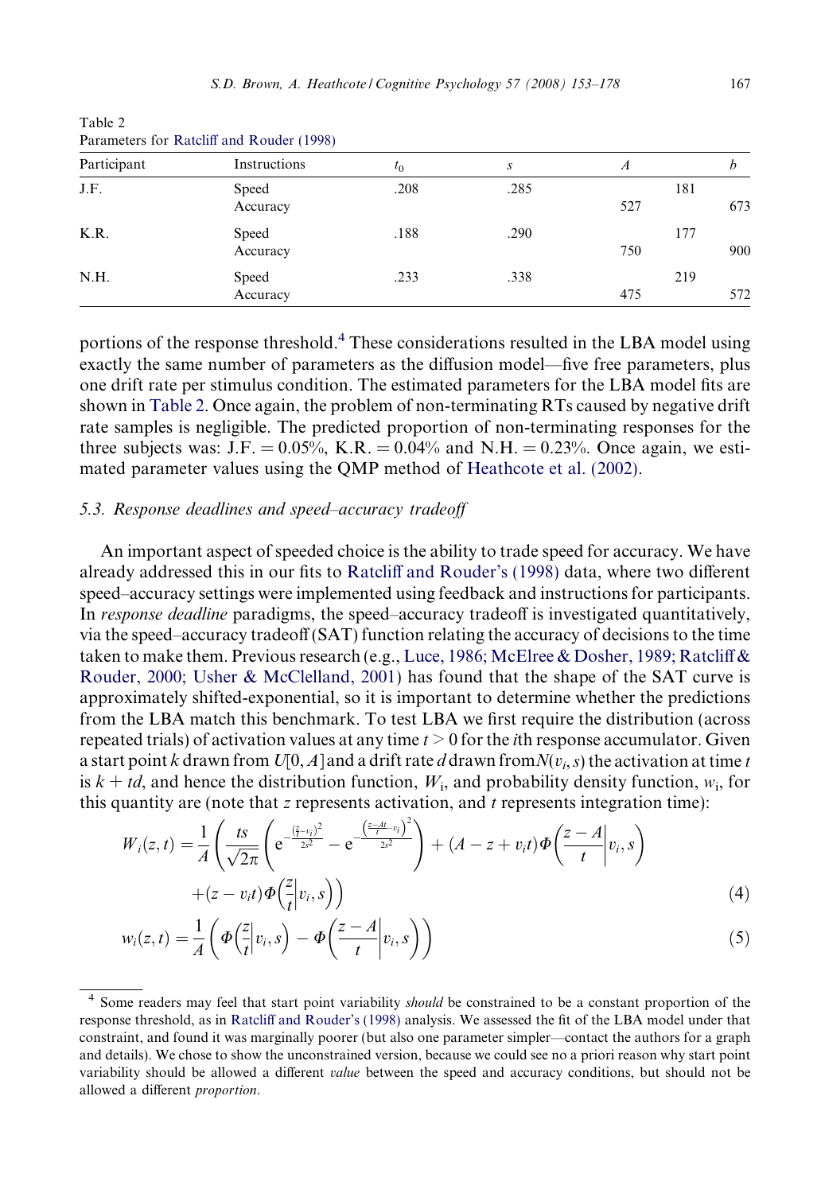Table 2
Parameters for Ratcliff and Rouder (1998)

| Participant | Instructions | $t_0$ | $s$ | $A$ | $b$ |
| --- | --- | --- | --- | --- | --- |
| J.F. | Speed | .208 | .285 | | 181 |
| | Accuracy | | | 527 | 673 |
| K.R. | Speed | .188 | .290 | | 177 |
| | Accuracy | | | 750 | 900 |
| N.H. | Speed | .233 | .338 | | 219 |
| | Accuracy | | | 475 | 572 |

portions of the response threshold.[4] These considerations resulted in the LBA model using exactly the same number of parameters as the diffusion model—five free parameters, plus one drift rate per stimulus condition. The estimated parameters for the LBA model fits are shown in Table 2. Once again, the problem of non-terminating RTs caused by negative drift rate samples is negligible. The predicted proportion of non-terminating responses for the three subjects was: J.F. = 0.05%, K.R. = 0.04% and N.H. = 0.23%. Once again, we estimated parameter values using the QMP method of Heathcote et al. (2002).

### 5.3. Response deadlines and speed–accuracy tradeoff

An important aspect of speeded choice is the ability to trade speed for accuracy. We have already addressed this in our fits to Ratcliff and Rouder's (1998) data, where two different speed–accuracy settings were implemented using feedback and instructions for participants. In *response deadline* paradigms, the speed–accuracy tradeoff is investigated quantitatively, via the speed–accuracy tradeoff (SAT) function relating the accuracy of decisions to the time taken to make them. Previous research (e.g., Luce, 1986; McElree & Dosher, 1989; Ratcliff & Rouder, 2000; Usher & McClelland, 2001) has found that the shape of the SAT curve is approximately shifted-exponential, so it is important to determine whether the predictions from the LBA match this benchmark. To test LBA we first require the distribution (across repeated trials) of activation values at any time $t > 0$ for the $i$th response accumulator. Given a start point $k$ drawn from $U[0, A]$ and a drift rate $d$ drawn from $N(v_i, s)$ the activation at time $t$ is $k + td$, and hence the distribution function, $W_i$, and probability density function, $w_i$, for this quantity are (note that $z$ represents activation, and $t$ represents integration time):

$$W_i(z,t) = \frac{1}{A}\left(\frac{ts}{\sqrt{2\pi}}\left(e^{-\frac{\left(\frac{z}{t}-v_i\right)^2}{2s^2}} - e^{-\frac{\left(\frac{z-A}{t}-v_i\right)^2}{2s^2}}\right) + (A - z + v_i t)\Phi\left(\frac{z-A}{t}\middle|v_i, s\right) + (z - v_i t)\Phi\left(\frac{z}{t}\middle|v_i, s\right)\right) \tag{4}$$

$$w_i(z,t) = \frac{1}{A}\left(\Phi\left(\frac{z}{t}\middle|v_i, s\right) - \Phi\left(\frac{z-A}{t}\middle|v_i, s\right)\right) \tag{5}$$

[4] Some readers may feel that start point variability *should* be constrained to be a constant proportion of the response threshold, as in Ratcliff and Rouder's (1998) analysis. We assessed the fit of the LBA model under that constraint, and found it was marginally poorer (but also one parameter simpler—contact the authors for a graph and details). We chose to show the unconstrained version, because we could see no a priori reason why start point variability should be allowed a different *value* between the speed and accuracy conditions, but should not be allowed a different *proportion*.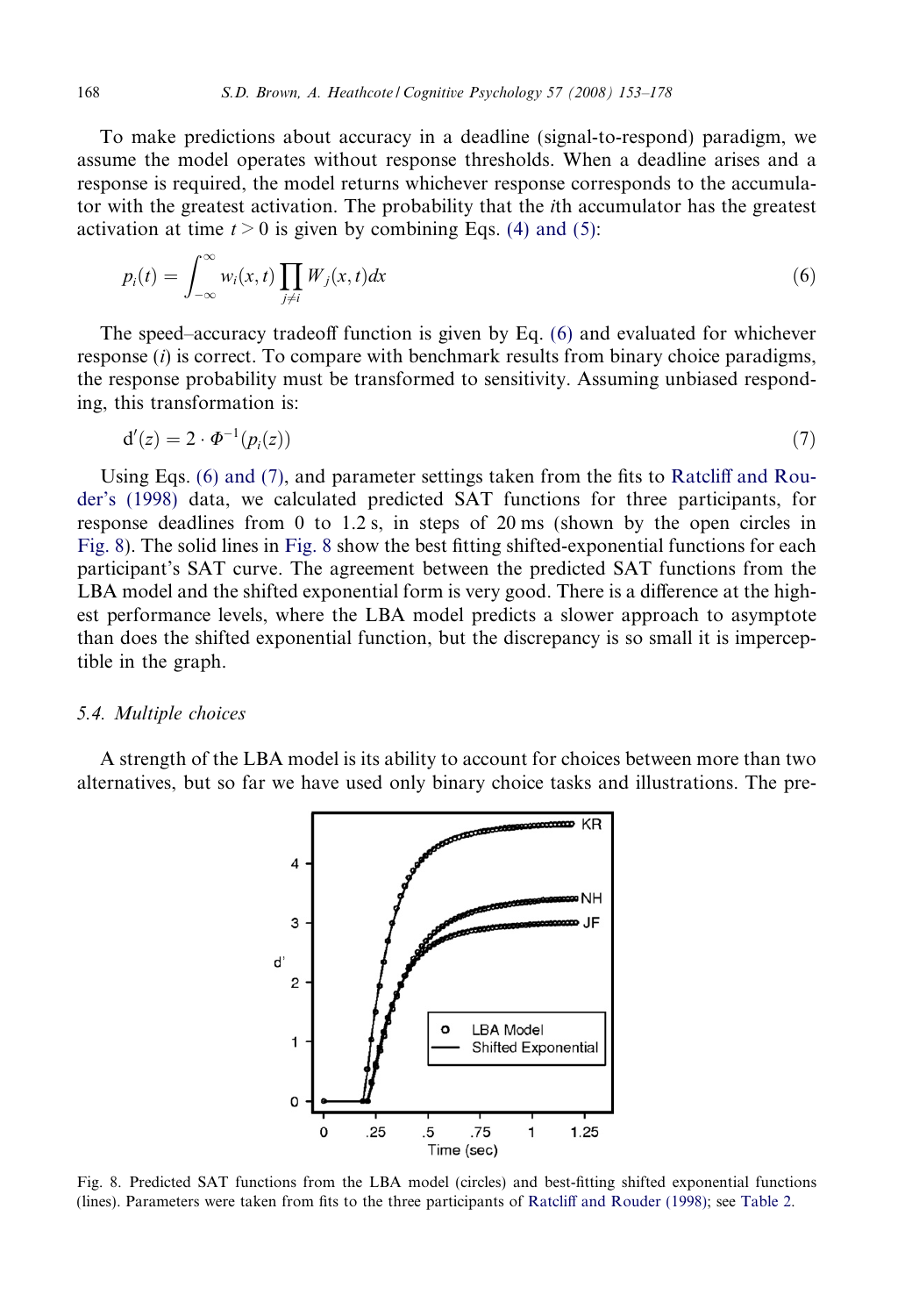To make predictions about accuracy in a deadline (signal-to-respond) paradigm, we assume the model operates without response thresholds. When a deadline arises and a response is required, the model returns whichever response corresponds to the accumulator with the greatest activation. The probability that the $i$th accumulator has the greatest activation at time $t > 0$ is given by combining Eqs. (4) and (5):

$$p_i(t) = \int_{-\infty}^{\infty} w_i(x,t) \prod_{j \neq i} W_j(x,t) dx \tag{6}$$

The speed–accuracy tradeoff function is given by Eq. (6) and evaluated for whichever response ($i$) is correct. To compare with benchmark results from binary choice paradigms, the response probability must be transformed to sensitivity. Assuming unbiased responding, this transformation is:

$$\mathrm{d}'(z) = 2 \cdot \Phi^{-1}(p_i(z)) \tag{7}$$

Using Eqs. (6) and (7), and parameter settings taken from the fits to Ratcliff and Rouder's (1998) data, we calculated predicted SAT functions for three participants, for response deadlines from 0 to 1.2 s, in steps of 20 ms (shown by the open circles in Fig. 8). The solid lines in Fig. 8 show the best fitting shifted-exponential functions for each participant's SAT curve. The agreement between the predicted SAT functions from the LBA model and the shifted exponential form is very good. There is a difference at the highest performance levels, where the LBA model predicts a slower approach to asymptote than does the shifted exponential function, but the discrepancy is so small it is imperceptible in the graph.

### 5.4. Multiple choices

A strength of the LBA model is its ability to account for choices between more than two alternatives, but so far we have used only binary choice tasks and illustrations. The pre-

Fig. 8. Predicted SAT functions from the LBA model (circles) and best-fitting shifted exponential functions (lines). Parameters were taken from fits to the three participants of Ratcliff and Rouder (1998); see Table 2.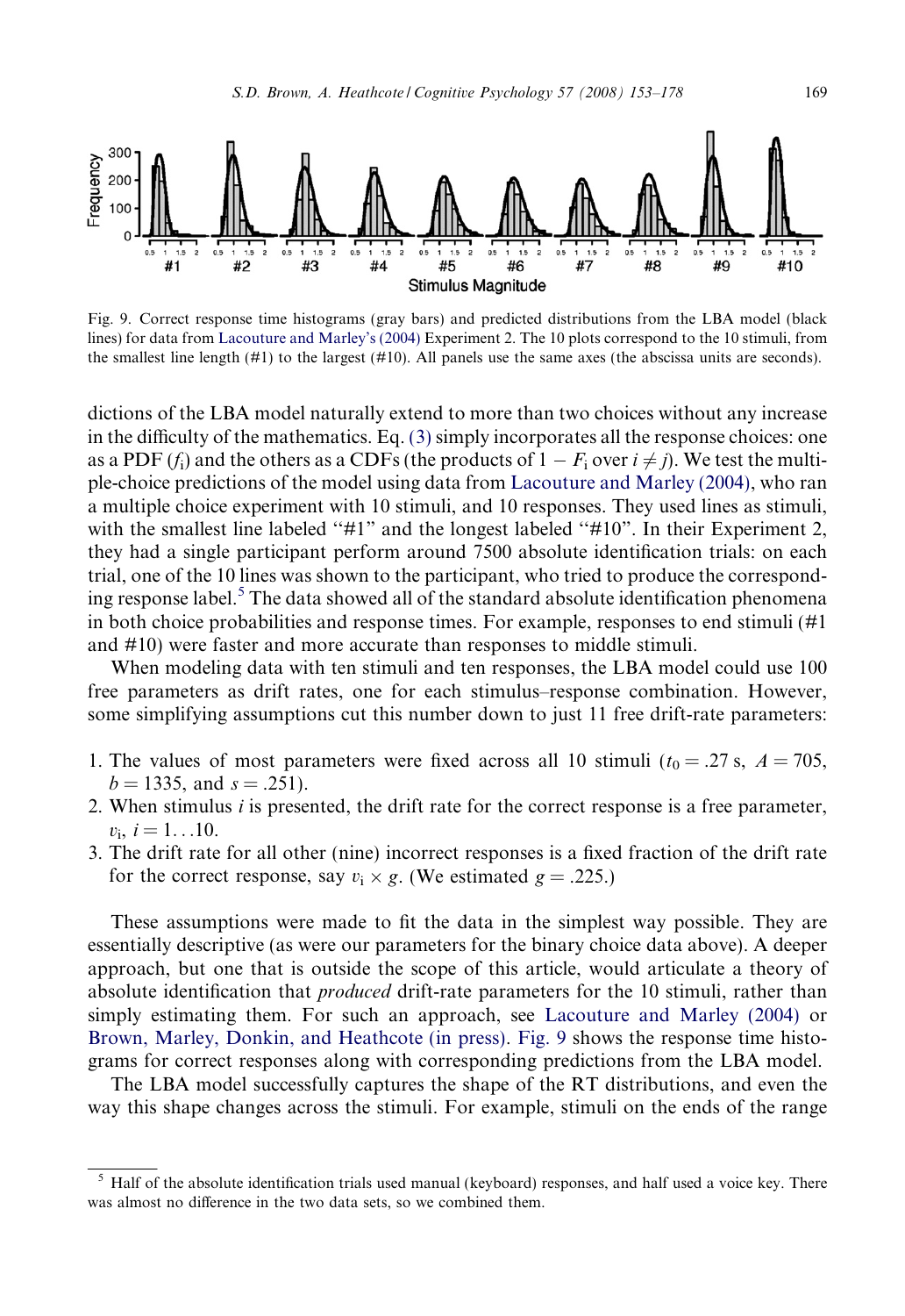Fig. 9. Correct response time histograms (gray bars) and predicted distributions from the LBA model (black lines) for data from Lacouture and Marley's (2004) Experiment 2. The 10 plots correspond to the 10 stimuli, from the smallest line length (#1) to the largest (#10). All panels use the same axes (the abscissa units are seconds).

dictions of the LBA model naturally extend to more than two choices without any increase in the difficulty of the mathematics. Eq. (3) simply incorporates all the response choices: one as a PDF ($f_i$) and the others as a CDFs (the products of $1 - F_i$ over $i \neq j$). We test the multiple-choice predictions of the model using data from Lacouture and Marley (2004), who ran a multiple choice experiment with 10 stimuli, and 10 responses. They used lines as stimuli, with the smallest line labeled "#1" and the longest labeled "#10". In their Experiment 2, they had a single participant perform around 7500 absolute identification trials: on each trial, one of the 10 lines was shown to the participant, who tried to produce the corresponding response label.[5] The data showed all of the standard absolute identification phenomena in both choice probabilities and response times. For example, responses to end stimuli (#1 and #10) were faster and more accurate than responses to middle stimuli.

When modeling data with ten stimuli and ten responses, the LBA model could use 100 free parameters as drift rates, one for each stimulus–response combination. However, some simplifying assumptions cut this number down to just 11 free drift-rate parameters:

1. The values of most parameters were fixed across all 10 stimuli ($t_0 = .27$ s, $A = 705$, $b = 1335$, and $s = .251$).
2. When stimulus $i$ is presented, the drift rate for the correct response is a free parameter, $v_i$, $i = 1 \ldots 10$.
3. The drift rate for all other (nine) incorrect responses is a fixed fraction of the drift rate for the correct response, say $v_i \times g$. (We estimated $g = .225$.)

These assumptions were made to fit the data in the simplest way possible. They are essentially descriptive (as were our parameters for the binary choice data above). A deeper approach, but one that is outside the scope of this article, would articulate a theory of absolute identification that *produced* drift-rate parameters for the 10 stimuli, rather than simply estimating them. For such an approach, see Lacouture and Marley (2004) or Brown, Marley, Donkin, and Heathcote (in press). Fig. 9 shows the response time histograms for correct responses along with corresponding predictions from the LBA model.

The LBA model successfully captures the shape of the RT distributions, and even the way this shape changes across the stimuli. For example, stimuli on the ends of the range

[5] Half of the absolute identification trials used manual (keyboard) responses, and half used a voice key. There was almost no difference in the two data sets, so we combined them.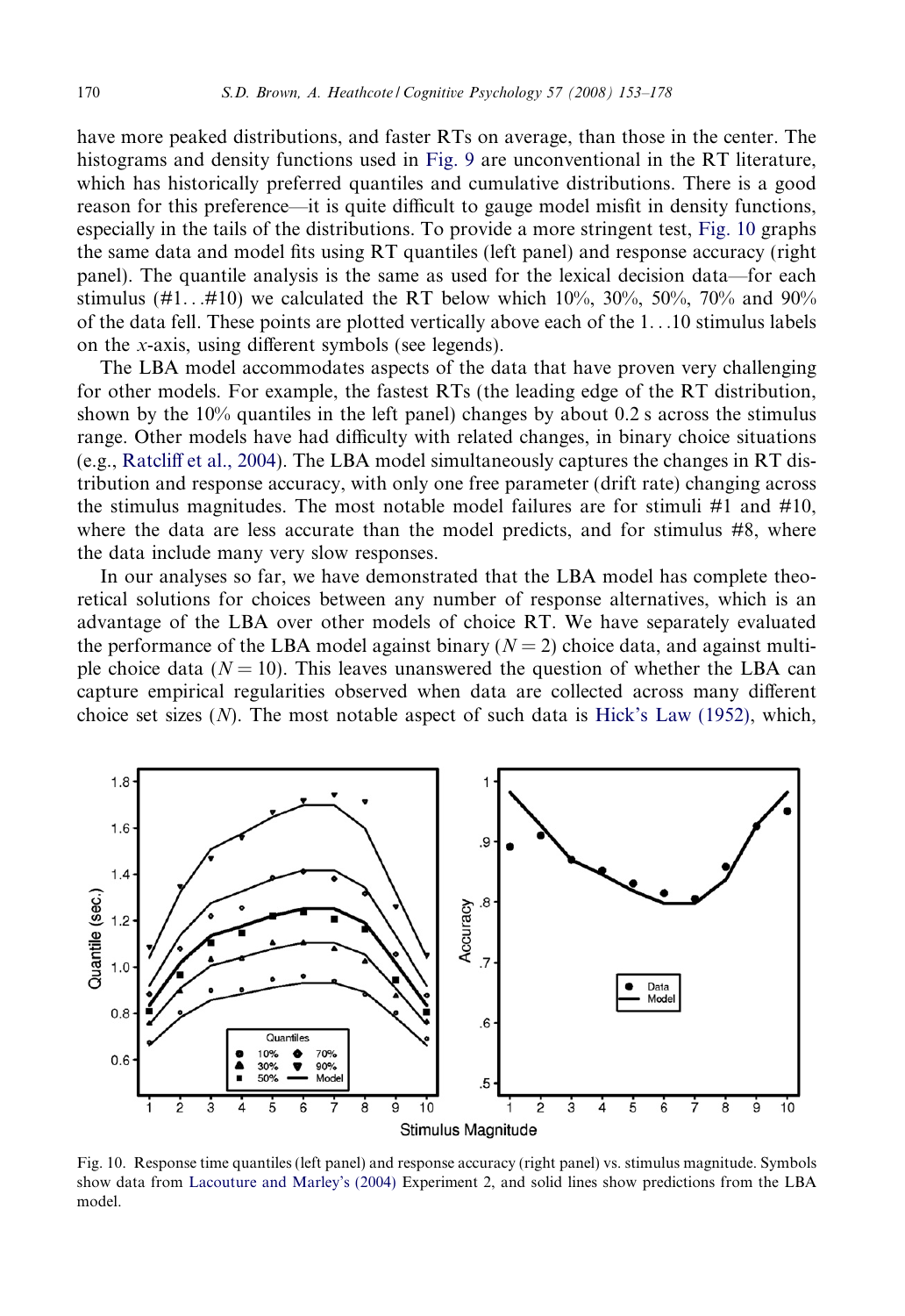have more peaked distributions, and faster RTs on average, than those in the center. The histograms and density functions used in Fig. 9 are unconventional in the RT literature, which has historically preferred quantiles and cumulative distributions. There is a good reason for this preference—it is quite difficult to gauge model misfit in density functions, especially in the tails of the distributions. To provide a more stringent test, Fig. 10 graphs the same data and model fits using RT quantiles (left panel) and response accuracy (right panel). The quantile analysis is the same as used for the lexical decision data—for each stimulus (#1…#10) we calculated the RT below which 10%, 30%, 50%, 70% and 90% of the data fell. These points are plotted vertically above each of the 1…10 stimulus labels on the $x$-axis, using different symbols (see legends).

The LBA model accommodates aspects of the data that have proven very challenging for other models. For example, the fastest RTs (the leading edge of the RT distribution, shown by the 10% quantiles in the left panel) changes by about 0.2 s across the stimulus range. Other models have had difficulty with related changes, in binary choice situations (e.g., Ratcliff et al., 2004). The LBA model simultaneously captures the changes in RT distribution and response accuracy, with only one free parameter (drift rate) changing across the stimulus magnitudes. The most notable model failures are for stimuli #1 and #10, where the data are less accurate than the model predicts, and for stimulus #8, where the data include many very slow responses.

In our analyses so far, we have demonstrated that the LBA model has complete theoretical solutions for choices between any number of response alternatives, which is an advantage of the LBA over other models of choice RT. We have separately evaluated the performance of the LBA model against binary ($N = 2$) choice data, and against multiple choice data ($N = 10$). This leaves unanswered the question of whether the LBA can capture empirical regularities observed when data are collected across many different choice set sizes ($N$). The most notable aspect of such data is Hick's Law (1952), which,

Fig. 10. Response time quantiles (left panel) and response accuracy (right panel) vs. stimulus magnitude. Symbols show data from Lacouture and Marley's (2004) Experiment 2, and solid lines show predictions from the LBA model.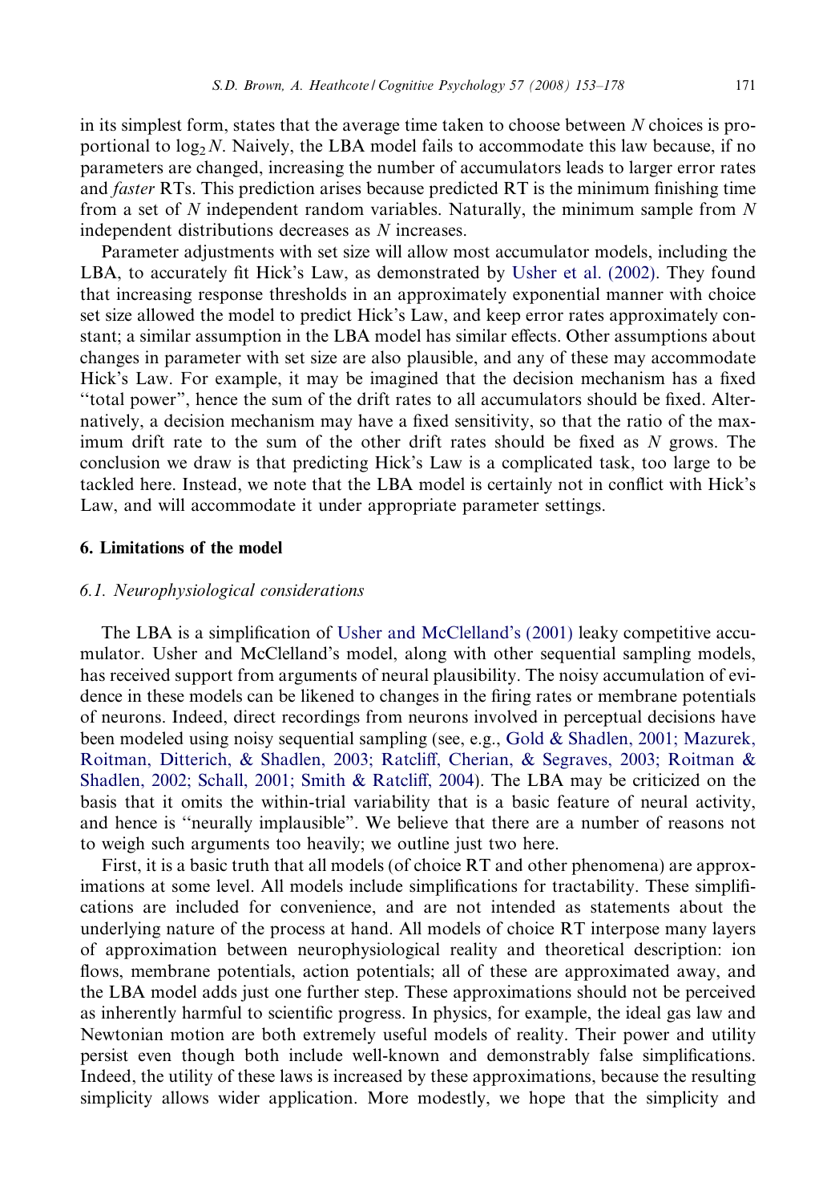in its simplest form, states that the average time taken to choose between $N$ choices is proportional to $\log_2 N$. Naively, the LBA model fails to accommodate this law because, if no parameters are changed, increasing the number of accumulators leads to larger error rates and *faster* RTs. This prediction arises because predicted RT is the minimum finishing time from a set of $N$ independent random variables. Naturally, the minimum sample from $N$ independent distributions decreases as $N$ increases.

Parameter adjustments with set size will allow most accumulator models, including the LBA, to accurately fit Hick's Law, as demonstrated by Usher et al. (2002). They found that increasing response thresholds in an approximately exponential manner with choice set size allowed the model to predict Hick's Law, and keep error rates approximately constant; a similar assumption in the LBA model has similar effects. Other assumptions about changes in parameter with set size are also plausible, and any of these may accommodate Hick's Law. For example, it may be imagined that the decision mechanism has a fixed "total power", hence the sum of the drift rates to all accumulators should be fixed. Alternatively, a decision mechanism may have a fixed sensitivity, so that the ratio of the maximum drift rate to the sum of the other drift rates should be fixed as $N$ grows. The conclusion we draw is that predicting Hick's Law is a complicated task, too large to be tackled here. Instead, we note that the LBA model is certainly not in conflict with Hick's Law, and will accommodate it under appropriate parameter settings.

## 6. Limitations of the model

### 6.1. Neurophysiological considerations

The LBA is a simplification of Usher and McClelland's (2001) leaky competitive accumulator. Usher and McClelland's model, along with other sequential sampling models, has received support from arguments of neural plausibility. The noisy accumulation of evidence in these models can be likened to changes in the firing rates or membrane potentials of neurons. Indeed, direct recordings from neurons involved in perceptual decisions have been modeled using noisy sequential sampling (see, e.g., Gold & Shadlen, 2001; Mazurek, Roitman, Ditterich, & Shadlen, 2003; Ratcliff, Cherian, & Segraves, 2003; Roitman & Shadlen, 2002; Schall, 2001; Smith & Ratcliff, 2004). The LBA may be criticized on the basis that it omits the within-trial variability that is a basic feature of neural activity, and hence is "neurally implausible". We believe that there are a number of reasons not to weigh such arguments too heavily; we outline just two here.

First, it is a basic truth that all models (of choice RT and other phenomena) are approximations at some level. All models include simplifications for tractability. These simplifications are included for convenience, and are not intended as statements about the underlying nature of the process at hand. All models of choice RT interpose many layers of approximation between neurophysiological reality and theoretical description: ion flows, membrane potentials, action potentials; all of these are approximated away, and the LBA model adds just one further step. These approximations should not be perceived as inherently harmful to scientific progress. In physics, for example, the ideal gas law and Newtonian motion are both extremely useful models of reality. Their power and utility persist even though both include well-known and demonstrably false simplifications. Indeed, the utility of these laws is increased by these approximations, because the resulting simplicity allows wider application. More modestly, we hope that the simplicity and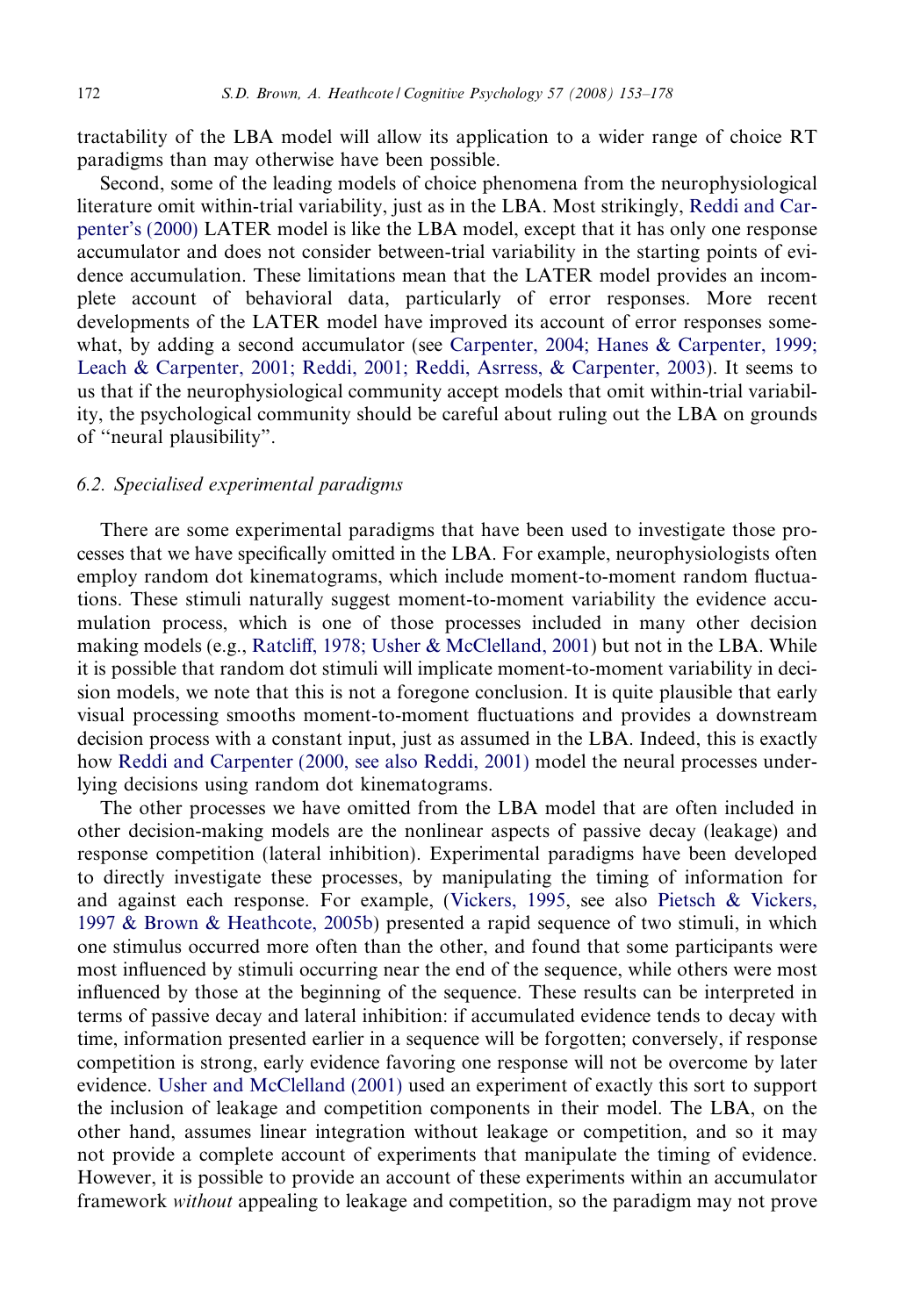tractability of the LBA model will allow its application to a wider range of choice RT paradigms than may otherwise have been possible.

Second, some of the leading models of choice phenomena from the neurophysiological literature omit within-trial variability, just as in the LBA. Most strikingly, Reddi and Carpenter's (2000) LATER model is like the LBA model, except that it has only one response accumulator and does not consider between-trial variability in the starting points of evidence accumulation. These limitations mean that the LATER model provides an incomplete account of behavioral data, particularly of error responses. More recent developments of the LATER model have improved its account of error responses somewhat, by adding a second accumulator (see Carpenter, 2004; Hanes & Carpenter, 1999; Leach & Carpenter, 2001; Reddi, 2001; Reddi, Asrress, & Carpenter, 2003). It seems to us that if the neurophysiological community accept models that omit within-trial variability, the psychological community should be careful about ruling out the LBA on grounds of "neural plausibility".

### 6.2. Specialised experimental paradigms

There are some experimental paradigms that have been used to investigate those processes that we have specifically omitted in the LBA. For example, neurophysiologists often employ random dot kinematograms, which include moment-to-moment random fluctuations. These stimuli naturally suggest moment-to-moment variability the evidence accumulation process, which is one of those processes included in many other decision making models (e.g., Ratcliff, 1978; Usher & McClelland, 2001) but not in the LBA. While it is possible that random dot stimuli will implicate moment-to-moment variability in decision models, we note that this is not a foregone conclusion. It is quite plausible that early visual processing smooths moment-to-moment fluctuations and provides a downstream decision process with a constant input, just as assumed in the LBA. Indeed, this is exactly how Reddi and Carpenter (2000, see also Reddi, 2001) model the neural processes underlying decisions using random dot kinematograms.

The other processes we have omitted from the LBA model that are often included in other decision-making models are the nonlinear aspects of passive decay (leakage) and response competition (lateral inhibition). Experimental paradigms have been developed to directly investigate these processes, by manipulating the timing of information for and against each response. For example, (Vickers, 1995, see also Pietsch & Vickers, 1997 & Brown & Heathcote, 2005b) presented a rapid sequence of two stimuli, in which one stimulus occurred more often than the other, and found that some participants were most influenced by stimuli occurring near the end of the sequence, while others were most influenced by those at the beginning of the sequence. These results can be interpreted in terms of passive decay and lateral inhibition: if accumulated evidence tends to decay with time, information presented earlier in a sequence will be forgotten; conversely, if response competition is strong, early evidence favoring one response will not be overcome by later evidence. Usher and McClelland (2001) used an experiment of exactly this sort to support the inclusion of leakage and competition components in their model. The LBA, on the other hand, assumes linear integration without leakage or competition, and so it may not provide a complete account of experiments that manipulate the timing of evidence. However, it is possible to provide an account of these experiments within an accumulator framework *without* appealing to leakage and competition, so the paradigm may not prove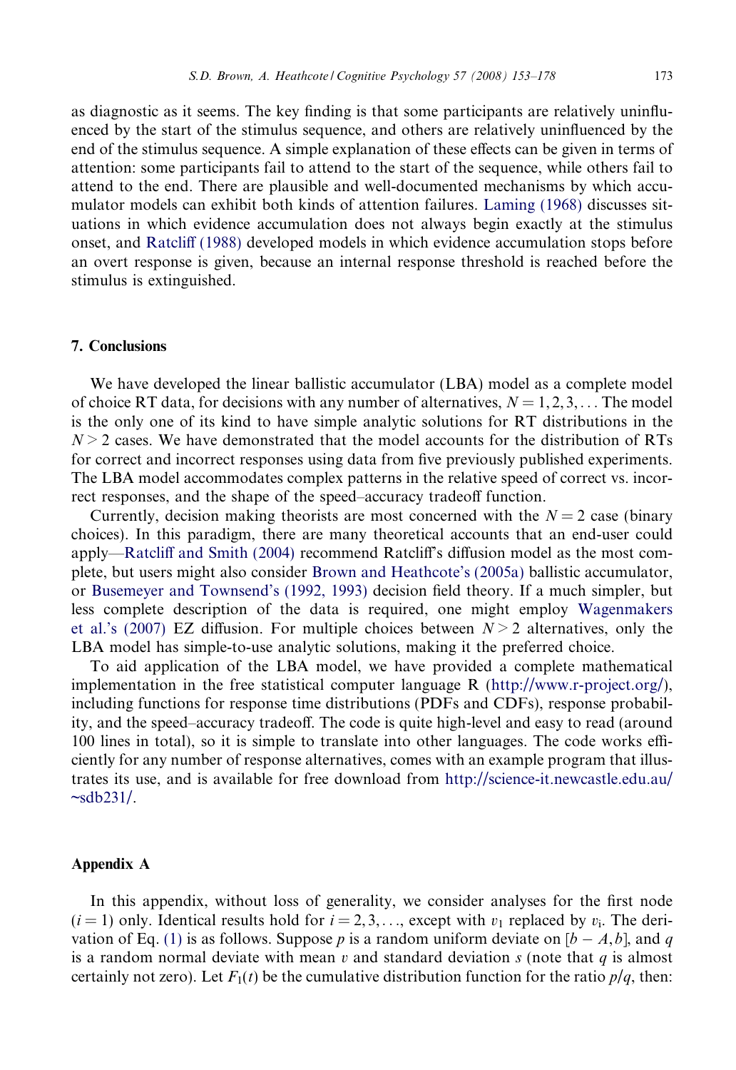as diagnostic as it seems. The key finding is that some participants are relatively uninfluenced by the start of the stimulus sequence, and others are relatively uninfluenced by the end of the stimulus sequence. A simple explanation of these effects can be given in terms of attention: some participants fail to attend to the start of the sequence, while others fail to attend to the end. There are plausible and well-documented mechanisms by which accumulator models can exhibit both kinds of attention failures. Laming (1968) discusses situations in which evidence accumulation does not always begin exactly at the stimulus onset, and Ratcliff (1988) developed models in which evidence accumulation stops before an overt response is given, because an internal response threshold is reached before the stimulus is extinguished.

## 7. Conclusions

We have developed the linear ballistic accumulator (LBA) model as a complete model of choice RT data, for decisions with any number of alternatives, $N = 1, 2, 3, \ldots$ The model is the only one of its kind to have simple analytic solutions for RT distributions in the $N > 2$ cases. We have demonstrated that the model accounts for the distribution of RTs for correct and incorrect responses using data from five previously published experiments. The LBA model accommodates complex patterns in the relative speed of correct vs. incorrect responses, and the shape of the speed–accuracy tradeoff function.

Currently, decision making theorists are most concerned with the $N = 2$ case (binary choices). In this paradigm, there are many theoretical accounts that an end-user could apply—Ratcliff and Smith (2004) recommend Ratcliff's diffusion model as the most complete, but users might also consider Brown and Heathcote's (2005a) ballistic accumulator, or Busemeyer and Townsend's (1992, 1993) decision field theory. If a much simpler, but less complete description of the data is required, one might employ Wagenmakers et al.'s (2007) EZ diffusion. For multiple choices between $N > 2$ alternatives, only the LBA model has simple-to-use analytic solutions, making it the preferred choice.

To aid application of the LBA model, we have provided a complete mathematical implementation in the free statistical computer language R (http://www.r-project.org/), including functions for response time distributions (PDFs and CDFs), response probability, and the speed–accuracy tradeoff. The code is quite high-level and easy to read (around 100 lines in total), so it is simple to translate into other languages. The code works efficiently for any number of response alternatives, comes with an example program that illustrates its use, and is available for free download from http://science-it.newcastle.edu.au/~sdb231/.

## Appendix A

In this appendix, without loss of generality, we consider analyses for the first node ($i = 1$) only. Identical results hold for $i = 2, 3, \ldots$, except with $v_1$ replaced by $v_i$. The derivation of Eq. (1) is as follows. Suppose $p$ is a random uniform deviate on $[b - A, b]$, and $q$ is a random normal deviate with mean $v$ and standard deviation $s$ (note that $q$ is almost certainly not zero). Let $F_1(t)$ be the cumulative distribution function for the ratio $p/q$, then: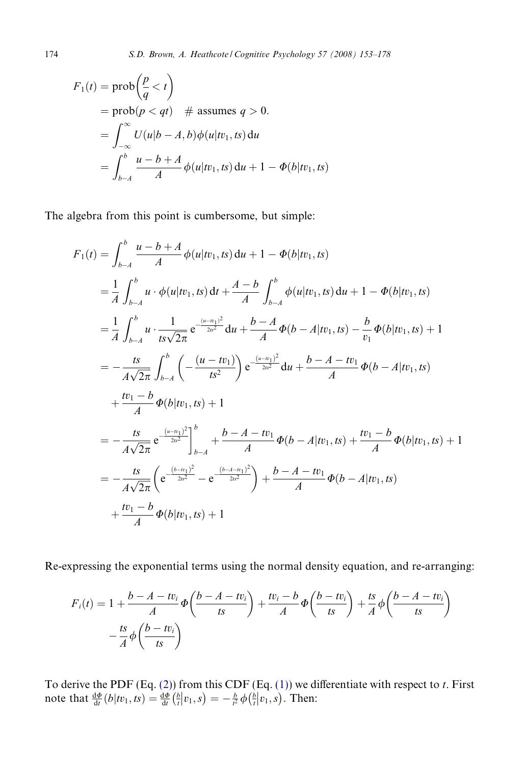$$
\begin{aligned}
F_1(t) &= \text{prob}\left(\frac{p}{q} < t\right) \\
&= \text{prob}(p < qt) \quad \# \text{ assumes } q > 0. \\
&= \int_{-\infty}^{\infty} U(u|b-A, b)\phi(u|tv_1, ts)\,\mathrm{d}u \\
&= \int_{b-A}^{b} \frac{u-b+A}{A}\phi(u|tv_1, ts)\,\mathrm{d}u + 1 - \Phi(b|tv_1, ts)
\end{aligned}
$$

The algebra from this point is cumbersome, but simple:

$$
\begin{aligned}
F_1(t) &= \int_{b-A}^{b} \frac{u-b+A}{A}\phi(u|tv_1, ts)\,\mathrm{d}u + 1 - \Phi(b|tv_1, ts) \\
&= \frac{1}{A}\int_{b-A}^{b} u \cdot \phi(u|tv_1, ts)\,\mathrm{d}t + \frac{A-b}{A}\int_{b-A}^{b} \phi(u|tv_1, ts)\,\mathrm{d}u + 1 - \Phi(b|tv_1, ts) \\
&= \frac{1}{A}\int_{b-A}^{b} u \cdot \frac{1}{ts\sqrt{2\pi}}\,\mathrm{e}^{-\frac{(u-tv_1)^2}{2ts^2}}\,\mathrm{d}u + \frac{b-A}{A}\Phi(b-A|tv_1, ts) - \frac{b}{v_1}\Phi(b|tv_1, ts) + 1 \\
&= -\frac{ts}{A\sqrt{2\pi}}\int_{b-A}^{b}\left(-\frac{(u-tv_1)}{ts^2}\right)\mathrm{e}^{-\frac{(u-tv_1)^2}{2ts^2}}\,\mathrm{d}u + \frac{b-A-tv_1}{A}\Phi(b-A|tv_1, ts) \\
&\quad + \frac{tv_1-b}{A}\Phi(b|tv_1, ts) + 1 \\
&= -\frac{ts}{A\sqrt{2\pi}}\,\mathrm{e}^{-\frac{(u-tv_1)^2}{2ts^2}}\Big]_{b-A}^{b} + \frac{b-A-tv_1}{A}\Phi(b-A|tv_1, ts) + \frac{tv_1-b}{A}\Phi(b|tv_1, ts) + 1 \\
&= -\frac{ts}{A\sqrt{2\pi}}\left(\mathrm{e}^{-\frac{(b-tv_1)^2}{2ts^2}} - \mathrm{e}^{-\frac{(b-A-tv_1)^2}{2ts^2}}\right) + \frac{b-A-tv_1}{A}\Phi(b-A|tv_1, ts) \\
&\quad + \frac{tv_1-b}{A}\Phi(b|tv_1, ts) + 1
\end{aligned}
$$

Re-expressing the exponential terms using the normal density equation, and re-arranging:

$$
\begin{aligned}
F_i(t) &= 1 + \frac{b-A-tv_i}{A}\Phi\left(\frac{b-A-tv_i}{ts}\right) + \frac{tv_i-b}{A}\Phi\left(\frac{b-tv_i}{ts}\right) + \frac{ts}{A}\phi\left(\frac{b-A-tv_i}{ts}\right) \\
&\quad - \frac{ts}{A}\phi\left(\frac{b-tv_i}{ts}\right)
\end{aligned}
$$

To derive the PDF (Eq. (2)) from this CDF (Eq. (1)) we differentiate with respect to $t$. First note that $\frac{\mathrm{d}\Phi}{\mathrm{d}t}(b|tv_1, ts) = \frac{\mathrm{d}\Phi}{\mathrm{d}t}\left(\frac{b}{t}\middle|v_1, s\right) = -\frac{b}{t^2}\phi\left(\frac{b}{t}\middle|v_1, s\right)$. Then: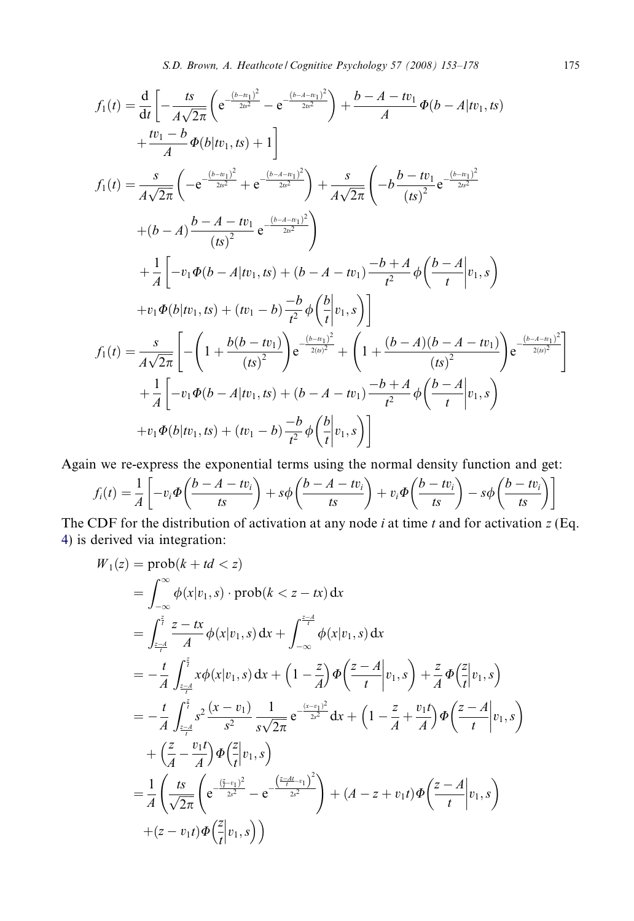$$
\begin{aligned}
f_1(t) = \frac{\mathrm{d}}{\mathrm{d}t}\Bigg[ & -\frac{ts}{A\sqrt{2\pi}}\left(\mathrm{e}^{-\frac{(b-tv_1)^2}{2ts^2}} - \mathrm{e}^{-\frac{(b-A-tv_1)^2}{2ts^2}}\right) + \frac{b-A-tv_1}{A}\Phi(b-A|tv_1,ts) \\
& + \frac{tv_1-b}{A}\Phi(b|tv_1,ts) + 1\Bigg] \\
f_1(t) = \frac{s}{A\sqrt{2\pi}} & \left(-\mathrm{e}^{-\frac{(b-tv_1)^2}{2ts^2}} + \mathrm{e}^{-\frac{(b-A-tv_1)^2}{2ts^2}}\right) + \frac{s}{A\sqrt{2\pi}}\Bigg(-b\frac{b-tv_1}{(ts)^2}\mathrm{e}^{-\frac{(b-tv_1)^2}{2ts^2}} \\
& + (b-A)\frac{b-A-tv_1}{(ts)^2}\mathrm{e}^{-\frac{(b-A-tv_1)^2}{2ts^2}}\Bigg) \\
& + \frac{1}{A}\left[-v_1\Phi(b-A|tv_1,ts) + (b-A-tv_1)\frac{-b+A}{t^2}\phi\left(\frac{b-A}{t}\middle| v_1,s\right)\right. \\
& \left. + v_1\Phi(b|tv_1,ts) + (tv_1-b)\frac{-b}{t^2}\phi\left(\frac{b}{t}\middle| v_1,s\right)\right] \\
f_1(t) = \frac{s}{A\sqrt{2\pi}} & \left[-\left(1+\frac{b(b-tv_1)}{(ts)^2}\right)\mathrm{e}^{-\frac{(b-tv_1)^2}{2(ts)^2}} + \left(1+\frac{(b-A)(b-A-tv_1)}{(ts)^2}\right)\mathrm{e}^{-\frac{(b-A-tv_1)^2}{2(ts)^2}}\right] \\
& + \frac{1}{A}\left[-v_1\Phi(b-A|tv_1,ts) + (b-A-tv_1)\frac{-b+A}{t^2}\phi\left(\frac{b-A}{t}\middle| v_1,s\right)\right. \\
& \left. + v_1\Phi(b|tv_1,ts) + (tv_1-b)\frac{-b}{t^2}\phi\left(\frac{b}{t}\middle| v_1,s\right)\right]
\end{aligned}
$$

Again we re-express the exponential terms using the normal density function and get:

$$
f_i(t) = \frac{1}{A}\left[-v_i\Phi\left(\frac{b-A-tv_i}{ts}\right) + s\phi\left(\frac{b-A-tv_i}{ts}\right) + v_i\Phi\left(\frac{b-tv_i}{ts}\right) - s\phi\left(\frac{b-tv_i}{ts}\right)\right]
$$

The CDF for the distribution of activation at any node $i$ at time $t$ and for activation $z$ (Eq. 4) is derived via integration:

$$
\begin{aligned}
W_1(z) &= \mathrm{prob}(k + td < z) \\
&= \int_{-\infty}^{\infty}\phi(x|v_1,s)\cdot \mathrm{prob}(k < z - tx)\,\mathrm{d}x \\
&= \int_{\frac{z-A}{t}}^{\frac{z}{t}}\frac{z-tx}{A}\phi(x|v_1,s)\,\mathrm{d}x + \int_{-\infty}^{\frac{z-A}{t}}\phi(x|v_1,s)\,\mathrm{d}x \\
&= -\frac{t}{A}\int_{\frac{z-A}{t}}^{\frac{z}{t}}x\phi(x|v_1,s)\,\mathrm{d}x + \left(1-\frac{z}{A}\right)\Phi\left(\frac{z-A}{t}\middle| v_1,s\right) + \frac{z}{A}\Phi\left(\frac{z}{t}\middle| v_1,s\right) \\
&= -\frac{t}{A}\int_{\frac{z-A}{t}}^{\frac{z}{t}}s^2\frac{(x-v_1)}{s^2}\frac{1}{s\sqrt{2\pi}}\mathrm{e}^{-\frac{(x-v_1)^2}{2s^2}}\,\mathrm{d}x + \left(1-\frac{z}{A}+\frac{v_1 t}{A}\right)\Phi\left(\frac{z-A}{t}\middle| v_1,s\right) \\
&\quad + \left(\frac{z}{A}-\frac{v_1 t}{A}\right)\Phi\left(\frac{z}{t}\middle| v_1,s\right) \\
&= \frac{1}{A}\left(\frac{ts}{\sqrt{2\pi}}\left(\mathrm{e}^{-\frac{(\frac{z}{t}-v_1)^2}{2s^2}} - \mathrm{e}^{-\frac{\left(\frac{z-At}{t}-v_1\right)^2}{2s^2}}\right) + (A-z+v_1 t)\Phi\left(\frac{z-A}{t}\middle| v_1,s\right)\right. \\
&\quad \left. + (z-v_1 t)\Phi\left(\frac{z}{t}\middle| v_1,s\right)\right)
\end{aligned}
$$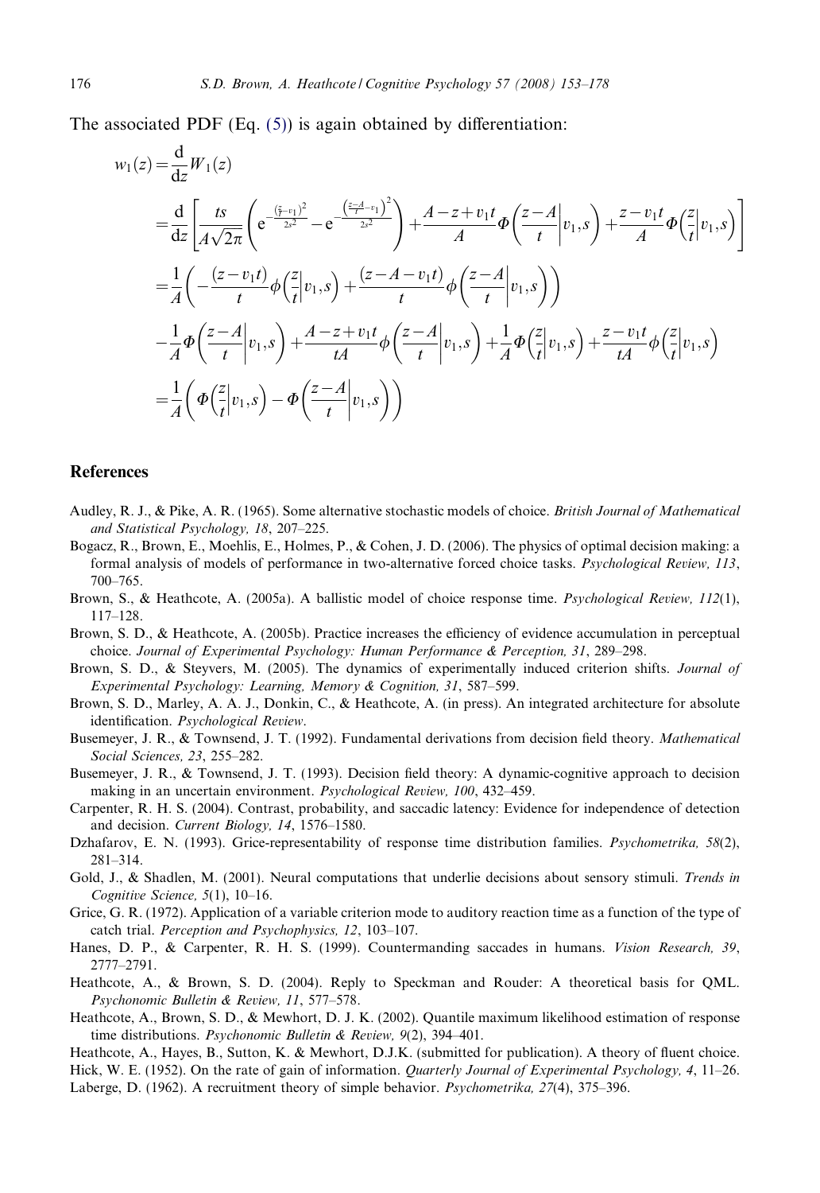The associated PDF (Eq. (5)) is again obtained by differentiation:

$$
\begin{aligned}
w_1(z) &= \frac{\mathrm{d}}{\mathrm{d}z} W_1(z) \\
&= \frac{\mathrm{d}}{\mathrm{d}z}\left[\frac{ts}{A\sqrt{2\pi}}\left(\mathrm{e}^{-\frac{\left(\frac{z}{t}-v_1\right)^2}{2s^2}} - \mathrm{e}^{-\frac{\left(\frac{z-A}{t}-v_1\right)^2}{2s^2}}\right) + \frac{A-z+v_1 t}{A}\Phi\left(\frac{z-A}{t}\middle| v_1, s\right) + \frac{z-v_1 t}{A}\Phi\left(\frac{z}{t}\middle| v_1, s\right)\right] \\
&= \frac{1}{A}\left(-\frac{(z-v_1 t)}{t}\phi\left(\frac{z}{t}\middle| v_1, s\right) + \frac{(z-A-v_1 t)}{t}\phi\left(\frac{z-A}{t}\middle| v_1, s\right)\right) \\
&\quad -\frac{1}{A}\Phi\left(\frac{z-A}{t}\middle| v_1, s\right) + \frac{A-z+v_1 t}{tA}\phi\left(\frac{z-A}{t}\middle| v_1, s\right) + \frac{1}{A}\Phi\left(\frac{z}{t}\middle| v_1, s\right) + \frac{z-v_1 t}{tA}\phi\left(\frac{z}{t}\middle| v_1, s\right) \\
&= \frac{1}{A}\left(\Phi\left(\frac{z}{t}\middle| v_1, s\right) - \Phi\left(\frac{z-A}{t}\middle| v_1, s\right)\right)
\end{aligned}
$$

## References

Audley, R. J., & Pike, A. R. (1965). Some alternative stochastic models of choice. *British Journal of Mathematical and Statistical Psychology, 18*, 207–225.

Bogacz, R., Brown, E., Moehlis, E., Holmes, P., & Cohen, J. D. (2006). The physics of optimal decision making: a formal analysis of models of performance in two-alternative forced choice tasks. *Psychological Review, 113*, 700–765.

Brown, S., & Heathcote, A. (2005a). A ballistic model of choice response time. *Psychological Review, 112*(1), 117–128.

Brown, S. D., & Heathcote, A. (2005b). Practice increases the efficiency of evidence accumulation in perceptual choice. *Journal of Experimental Psychology: Human Performance & Perception, 31*, 289–298.

Brown, S. D., & Steyvers, M. (2005). The dynamics of experimentally induced criterion shifts. *Journal of Experimental Psychology: Learning, Memory & Cognition, 31*, 587–599.

Brown, S. D., Marley, A. A. J., Donkin, C., & Heathcote, A. (in press). An integrated architecture for absolute identification. *Psychological Review*.

Busemeyer, J. R., & Townsend, J. T. (1992). Fundamental derivations from decision field theory. *Mathematical Social Sciences, 23*, 255–282.

Busemeyer, J. R., & Townsend, J. T. (1993). Decision field theory: A dynamic-cognitive approach to decision making in an uncertain environment. *Psychological Review, 100*, 432–459.

Carpenter, R. H. S. (2004). Contrast, probability, and saccadic latency: Evidence for independence of detection and decision. *Current Biology, 14*, 1576–1580.

Dzhafarov, E. N. (1993). Grice-representability of response time distribution families. *Psychometrika, 58*(2), 281–314.

Gold, J., & Shadlen, M. (2001). Neural computations that underlie decisions about sensory stimuli. *Trends in Cognitive Science, 5*(1), 10–16.

Grice, G. R. (1972). Application of a variable criterion mode to auditory reaction time as a function of the type of catch trial. *Perception and Psychophysics, 12*, 103–107.

Hanes, D. P., & Carpenter, R. H. S. (1999). Countermanding saccades in humans. *Vision Research, 39*, 2777–2791.

Heathcote, A., & Brown, S. D. (2004). Reply to Speckman and Rouder: A theoretical basis for QML. *Psychonomic Bulletin & Review, 11*, 577–578.

Heathcote, A., Brown, S. D., & Mewhort, D. J. K. (2002). Quantile maximum likelihood estimation of response time distributions. *Psychonomic Bulletin & Review, 9*(2), 394–401.

Heathcote, A., Hayes, B., Sutton, K. & Mewhort, D.J.K. (submitted for publication). A theory of fluent choice.

Hick, W. E. (1952). On the rate of gain of information. *Quarterly Journal of Experimental Psychology, 4*, 11–26.

Laberge, D. (1962). A recruitment theory of simple behavior. *Psychometrika, 27*(4), 375–396.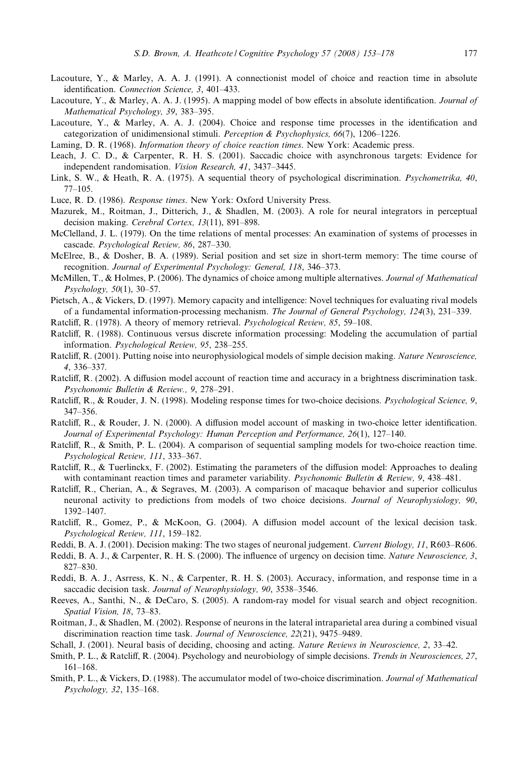Lacouture, Y., & Marley, A. A. J. (1991). A connectionist model of choice and reaction time in absolute identification. *Connection Science, 3*, 401–433.

Lacouture, Y., & Marley, A. A. J. (1995). A mapping model of bow effects in absolute identification. *Journal of Mathematical Psychology, 39*, 383–395.

Lacouture, Y., & Marley, A. A. J. (2004). Choice and response time processes in the identification and categorization of unidimensional stimuli. *Perception & Psychophysics, 66*(7), 1206–1226.

Laming, D. R. (1968). *Information theory of choice reaction times*. New York: Academic press.

Leach, J. C. D., & Carpenter, R. H. S. (2001). Saccadic choice with asynchronous targets: Evidence for independent randomisation. *Vision Research, 41*, 3437–3445.

Link, S. W., & Heath, R. A. (1975). A sequential theory of psychological discrimination. *Psychometrika, 40*, 77–105.

Luce, R. D. (1986). *Response times*. New York: Oxford University Press.

Mazurek, M., Roitman, J., Ditterich, J., & Shadlen, M. (2003). A role for neural integrators in perceptual decision making. *Cerebral Cortex, 13*(11), 891–898.

McClelland, J. L. (1979). On the time relations of mental processes: An examination of systems of processes in cascade. *Psychological Review, 86*, 287–330.

McElree, B., & Dosher, B. A. (1989). Serial position and set size in short-term memory: The time course of recognition. *Journal of Experimental Psychology: General, 118*, 346–373.

McMillen, T., & Holmes, P. (2006). The dynamics of choice among multiple alternatives. *Journal of Mathematical Psychology, 50*(1), 30–57.

Pietsch, A., & Vickers, D. (1997). Memory capacity and intelligence: Novel techniques for evaluating rival models of a fundamental information-processing mechanism. *The Journal of General Psychology, 124*(3), 231–339.

Ratcliff, R. (1978). A theory of memory retrieval. *Psychological Review, 85*, 59–108.

Ratcliff, R. (1988). Continuous versus discrete information processing: Modeling the accumulation of partial information. *Psychological Review, 95*, 238–255.

Ratcliff, R. (2001). Putting noise into neurophysiological models of simple decision making. *Nature Neuroscience, 4*, 336–337.

Ratcliff, R. (2002). A diffusion model account of reaction time and accuracy in a brightness discrimination task. *Psychonomic Bulletin & Review., 9*, 278–291.

Ratcliff, R., & Rouder, J. N. (1998). Modeling response times for two-choice decisions. *Psychological Science, 9*, 347–356.

Ratcliff, R., & Rouder, J. N. (2000). A diffusion model account of masking in two-choice letter identification. *Journal of Experimental Psychology: Human Perception and Performance, 26*(1), 127–140.

Ratcliff, R., & Smith, P. L. (2004). A comparison of sequential sampling models for two-choice reaction time. *Psychological Review, 111*, 333–367.

Ratcliff, R., & Tuerlinckx, F. (2002). Estimating the parameters of the diffusion model: Approaches to dealing with contaminant reaction times and parameter variability. *Psychonomic Bulletin & Review, 9*, 438–481.

Ratcliff, R., Cherian, A., & Segraves, M. (2003). A comparison of macaque behavior and superior colliculus neuronal activity to predictions from models of two choice decisions. *Journal of Neurophysiology, 90*, 1392–1407.

Ratcliff, R., Gomez, P., & McKoon, G. (2004). A diffusion model account of the lexical decision task. *Psychological Review, 111*, 159–182.

Reddi, B. A. J. (2001). Decision making: The two stages of neuronal judgement. *Current Biology, 11*, R603–R606.

Reddi, B. A. J., & Carpenter, R. H. S. (2000). The influence of urgency on decision time. *Nature Neuroscience, 3*, 827–830.

Reddi, B. A. J., Asrress, K. N., & Carpenter, R. H. S. (2003). Accuracy, information, and response time in a saccadic decision task. *Journal of Neurophysiology, 90*, 3538–3546.

Reeves, A., Santhi, N., & DeCaro, S. (2005). A random-ray model for visual search and object recognition. *Spatial Vision, 18*, 73–83.

Roitman, J., & Shadlen, M. (2002). Response of neurons in the lateral intraparietal area during a combined visual discrimination reaction time task. *Journal of Neuroscience, 22*(21), 9475–9489.

Schall, J. (2001). Neural basis of deciding, choosing and acting. *Nature Reviews in Neuroscience, 2*, 33–42.

Smith, P. L., & Ratcliff, R. (2004). Psychology and neurobiology of simple decisions. *Trends in Neurosciences, 27*, 161–168.

Smith, P. L., & Vickers, D. (1988). The accumulator model of two-choice discrimination. *Journal of Mathematical Psychology, 32*, 135–168.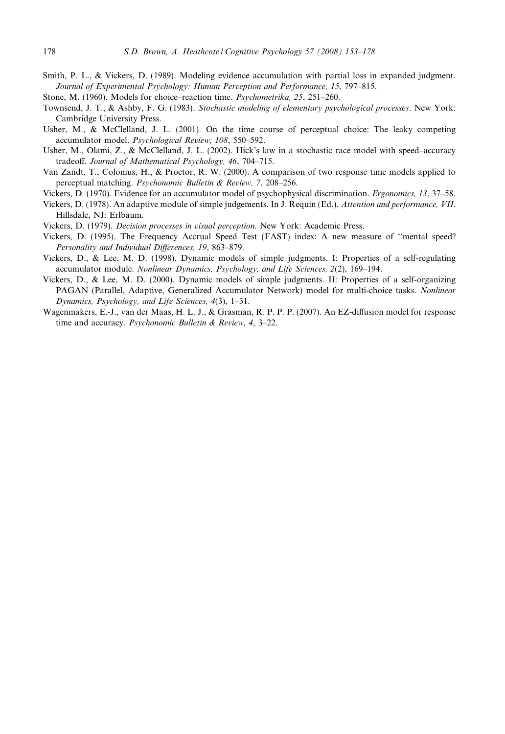Smith, P. L., & Vickers, D. (1989). Modeling evidence accumulation with partial loss in expanded judgment. *Journal of Experimental Psychology: Human Perception and Performance, 15*, 797–815.

Stone, M. (1960). Models for choice–reaction time. *Psychometrika, 25*, 251–260.

Townsend, J. T., & Ashby, F. G. (1983). *Stochastic modeling of elementary psychological processes*. New York: Cambridge University Press.

Usher, M., & McClelland, J. L. (2001). On the time course of perceptual choice: The leaky competing accumulator model. *Psychological Review, 108*, 550–592.

Usher, M., Olami, Z., & McClelland, J. L. (2002). Hick's law in a stochastic race model with speed–accuracy tradeoff. *Journal of Mathematical Psychology, 46*, 704–715.

Van Zandt, T., Colonius, H., & Proctor, R. W. (2000). A comparison of two response time models applied to perceptual matching. *Psychonomic Bulletin & Review, 7*, 208–256.

Vickers, D. (1970). Evidence for an accumulator model of psychophysical discrimination. *Ergonomics, 13*, 37–58.

Vickers, D. (1978). An adaptive module of simple judgements. In J. Requin (Ed.), *Attention and performance, VII*. Hillsdale, NJ: Erlbaum.

Vickers, D. (1979). *Decision processes in visual perception*. New York: Academic Press.

Vickers, D. (1995). The Frequency Accrual Speed Test (FAST) index: A new measure of ''mental speed? *Personality and Individual Differences, 19*, 863–879.

Vickers, D., & Lee, M. D. (1998). Dynamic models of simple judgments. I: Properties of a self-regulating accumulator module. *Nonlinear Dynamics, Psychology, and Life Sciences, 2*(2), 169–194.

Vickers, D., & Lee, M. D. (2000). Dynamic models of simple judgments. II: Properties of a self-organizing PAGAN (Parallel, Adaptive, Generalized Accumulator Network) model for multi-choice tasks. *Nonlinear Dynamics, Psychology, and Life Sciences, 4*(3), 1–31.

Wagenmakers, E.-J., van der Maas, H. L. J., & Grasman, R. P. P. P. (2007). An EZ-diffusion model for response time and accuracy. *Psychonomic Bulletin & Review, 4*, 3–22.